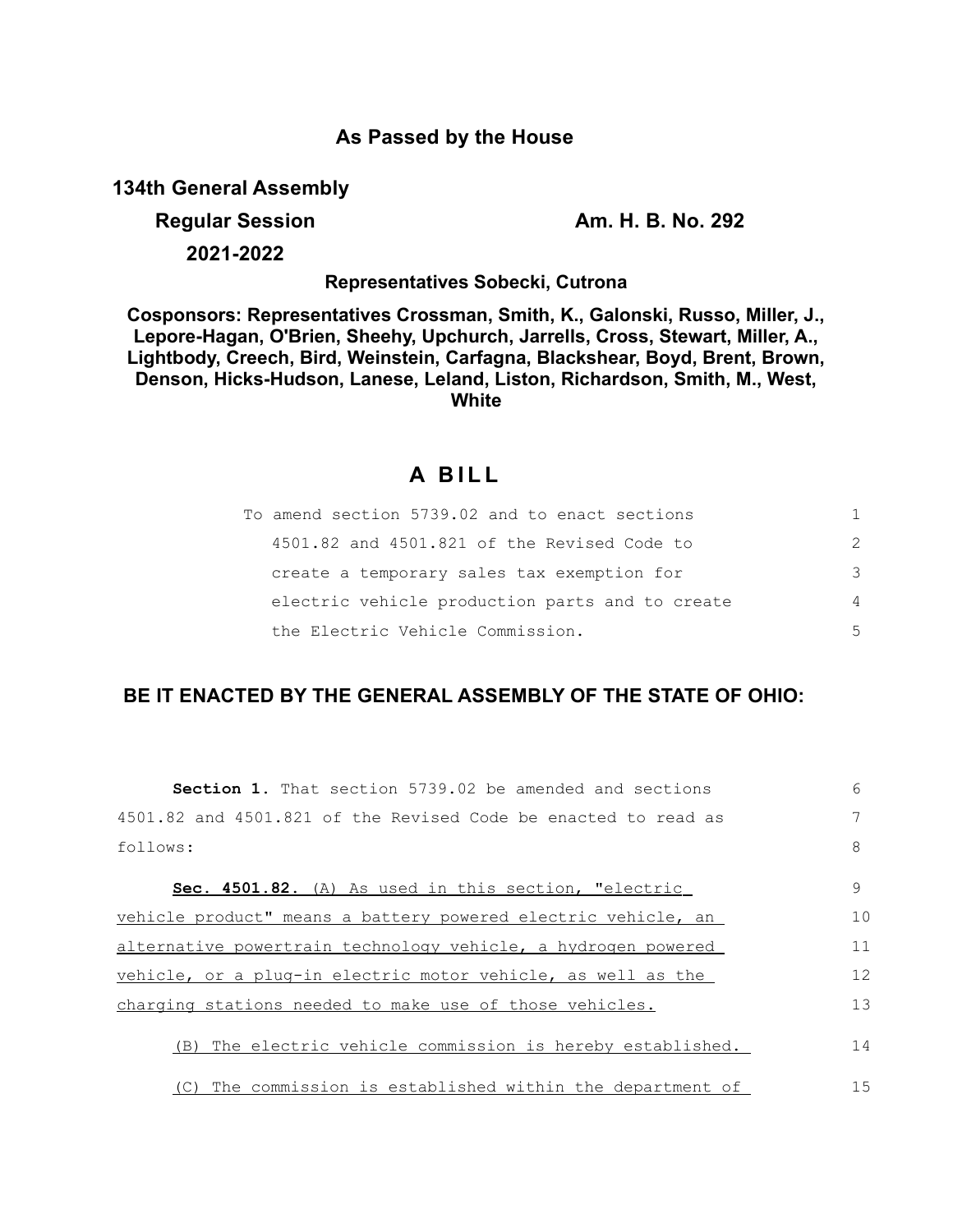## As Passed by the House

**134th General Assembly**

**Regular Session** **Am. H. B. No. 292**

**2021-2022**

**Representatives Sobecki, Cutrona**

**Cosponsors: Representatives Crossman, Smith, K., Galonski, Russo, Miller, J., Lepore-Hagan, O'Brien, Sheehy, Upchurch, Jarrells, Cross, Stewart, Miller, A., Lightbody, Creech, Bird, Weinstein, Carfagna, Blackshear, Boyd, Brent, Brown, Denson, Hicks-Hudson, Lanese, Leland, Liston, Richardson, Smith, M., West, White**

# A BILL

To amend section 5739.02 and to enact sections 4501.82 and 4501.821 of the Revised Code to create a temporary sales tax exemption for electric vehicle production parts and to create the Electric Vehicle Commission.

## BE IT ENACTED BY THE GENERAL ASSEMBLY OF THE STATE OF OHIO:

**Section 1.** That section 5739.02 be amended and sections 4501.82 and 4501.821 of the Revised Code be enacted to read as follows:

**Sec. 4501.82.** (A) As used in this section, "electric vehicle product" means a battery powered electric vehicle, an alternative powertrain technology vehicle, a hydrogen powered vehicle, or a plug-in electric motor vehicle, as well as the charging stations needed to make use of those vehicles.

(B) The electric vehicle commission is hereby established.

(C) The commission is established within the department of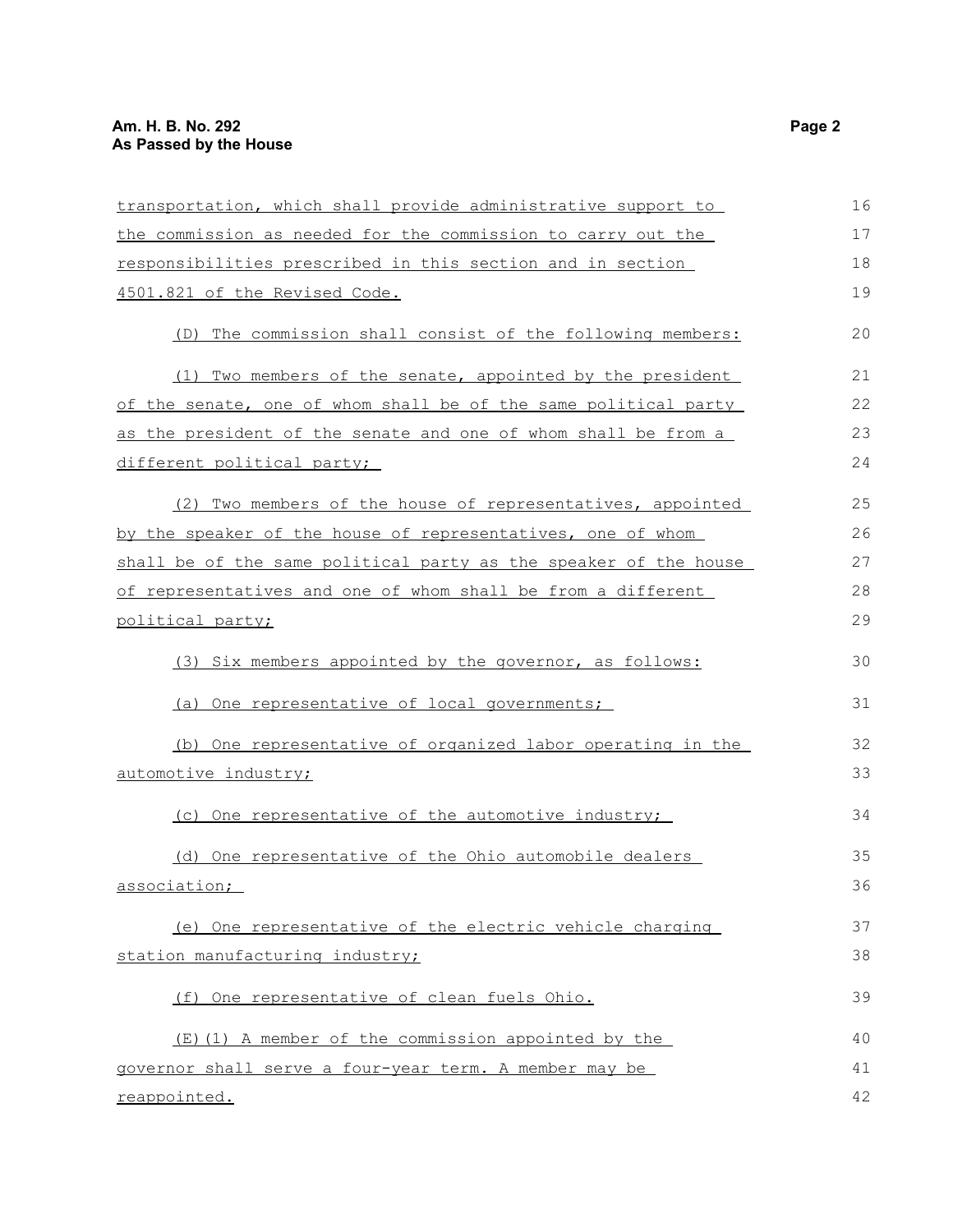transportation, which shall provide administrative support to the commission as needed for the commission to carry out the responsibilities prescribed in this section and in section 4501.821 of the Revised Code.

(D) The commission shall consist of the following members:

(1) Two members of the senate, appointed by the president of the senate, one of whom shall be of the same political party as the president of the senate and one of whom shall be from a different political party;

(2) Two members of the house of representatives, appointed by the speaker of the house of representatives, one of whom shall be of the same political party as the speaker of the house of representatives and one of whom shall be from a different political party;

(3) Six members appointed by the governor, as follows:

(a) One representative of local governments;

(b) One representative of organized labor operating in the automotive industry;

(c) One representative of the automotive industry;

(d) One representative of the Ohio automobile dealers association;

(e) One representative of the electric vehicle charging station manufacturing industry;

(f) One representative of clean fuels Ohio.

(E)(1) A member of the commission appointed by the governor shall serve a four-year term. A member may be reappointed.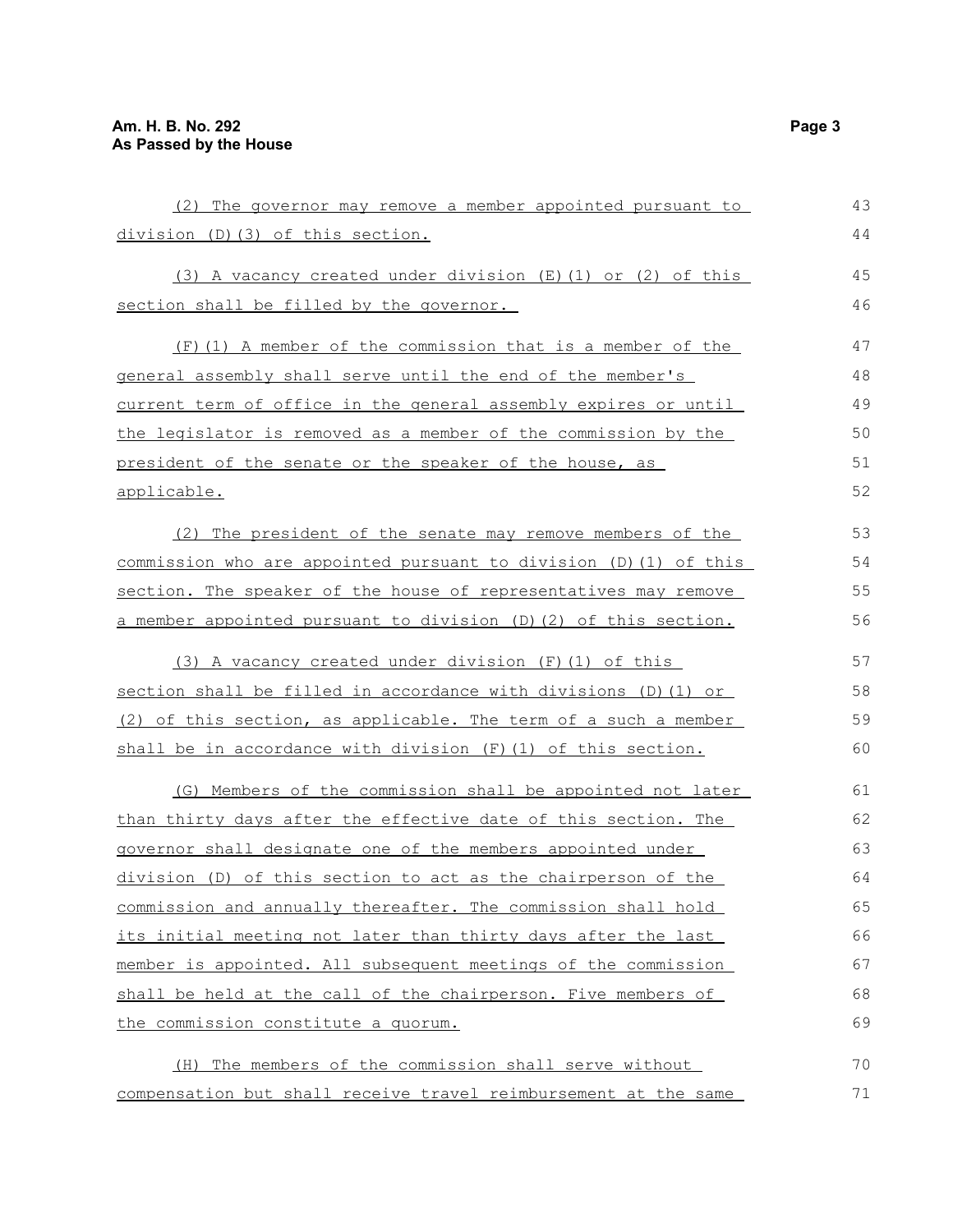(2) The governor may remove a member appointed pursuant to division (D)(3) of this section.

(3) A vacancy created under division (E)(1) or (2) of this section shall be filled by the governor.

(F)(1) A member of the commission that is a member of the general assembly shall serve until the end of the member's current term of office in the general assembly expires or until the legislator is removed as a member of the commission by the president of the senate or the speaker of the house, as applicable.

(2) The president of the senate may remove members of the commission who are appointed pursuant to division (D)(1) of this section. The speaker of the house of representatives may remove a member appointed pursuant to division (D)(2) of this section.

(3) A vacancy created under division (F)(1) of this section shall be filled in accordance with divisions (D)(1) or (2) of this section, as applicable. The term of a such a member shall be in accordance with division (F)(1) of this section.

(G) Members of the commission shall be appointed not later than thirty days after the effective date of this section. The governor shall designate one of the members appointed under division (D) of this section to act as the chairperson of the commission and annually thereafter. The commission shall hold its initial meeting not later than thirty days after the last member is appointed. All subsequent meetings of the commission shall be held at the call of the chairperson. Five members of the commission constitute a quorum.

(H) The members of the commission shall serve without compensation but shall receive travel reimbursement at the same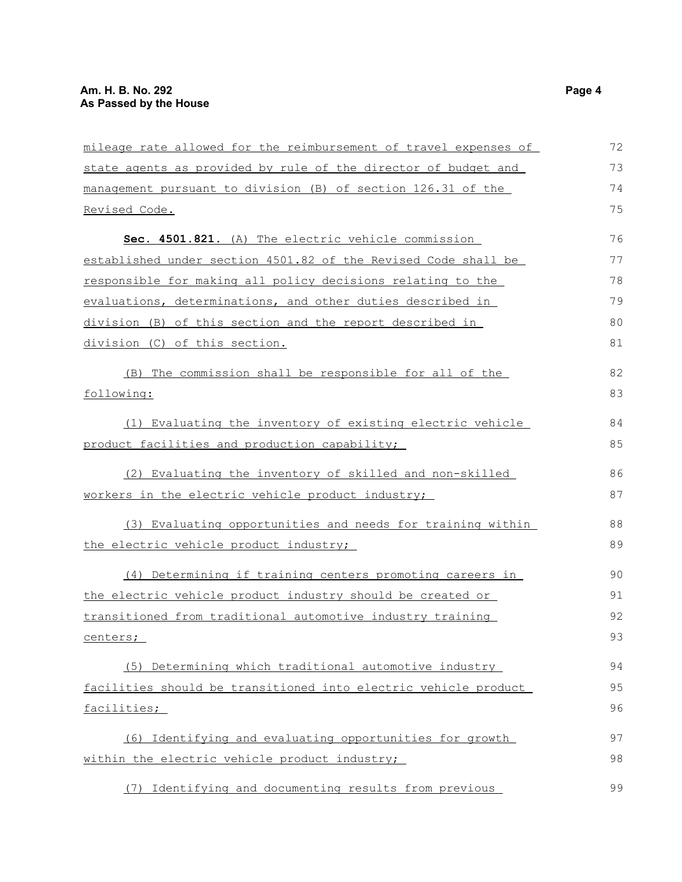mileage rate allowed for the reimbursement of travel expenses of state agents as provided by rule of the director of budget and management pursuant to division (B) of section 126.31 of the Revised Code.

**Sec. 4501.821.** (A) The electric vehicle commission established under section 4501.82 of the Revised Code shall be responsible for making all policy decisions relating to the evaluations, determinations, and other duties described in division (B) of this section and the report described in division (C) of this section.

(B) The commission shall be responsible for all of the following:

(1) Evaluating the inventory of existing electric vehicle product facilities and production capability;

(2) Evaluating the inventory of skilled and non-skilled workers in the electric vehicle product industry;

(3) Evaluating opportunities and needs for training within the electric vehicle product industry;

(4) Determining if training centers promoting careers in the electric vehicle product industry should be created or transitioned from traditional automotive industry training centers;

(5) Determining which traditional automotive industry facilities should be transitioned into electric vehicle product facilities;

(6) Identifying and evaluating opportunities for growth within the electric vehicle product industry;

(7) Identifying and documenting results from previous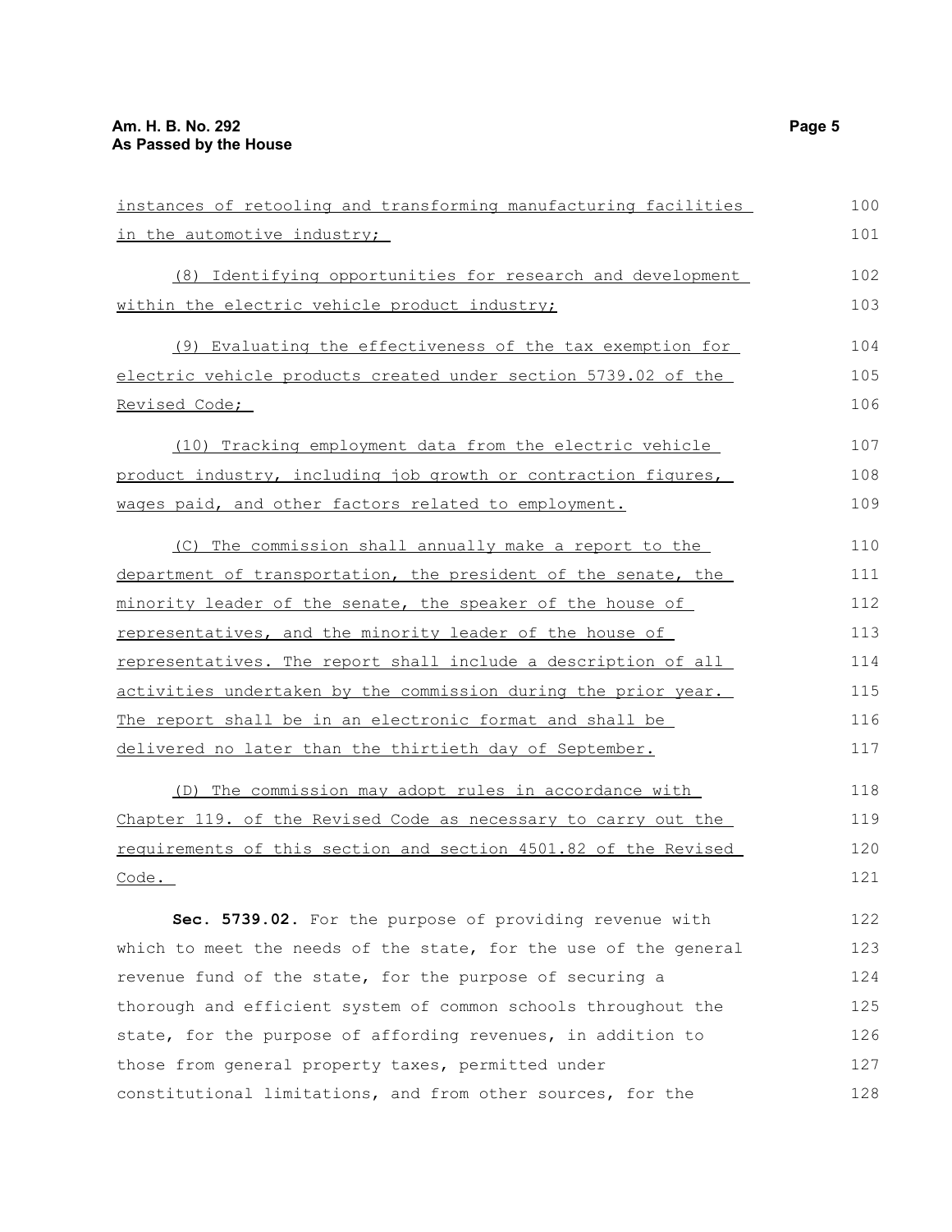instances of retooling and transforming manufacturing facilities in the automotive industry;

(8) Identifying opportunities for research and development within the electric vehicle product industry;

(9) Evaluating the effectiveness of the tax exemption for electric vehicle products created under section 5739.02 of the Revised Code;

(10) Tracking employment data from the electric vehicle product industry, including job growth or contraction figures, wages paid, and other factors related to employment.

(C) The commission shall annually make a report to the department of transportation, the president of the senate, the minority leader of the senate, the speaker of the house of representatives, and the minority leader of the house of representatives. The report shall include a description of all activities undertaken by the commission during the prior year. The report shall be in an electronic format and shall be delivered no later than the thirtieth day of September.

(D) The commission may adopt rules in accordance with Chapter 119. of the Revised Code as necessary to carry out the requirements of this section and section 4501.82 of the Revised Code.

**Sec. 5739.02.** For the purpose of providing revenue with which to meet the needs of the state, for the use of the general revenue fund of the state, for the purpose of securing a thorough and efficient system of common schools throughout the state, for the purpose of affording revenues, in addition to those from general property taxes, permitted under constitutional limitations, and from other sources, for the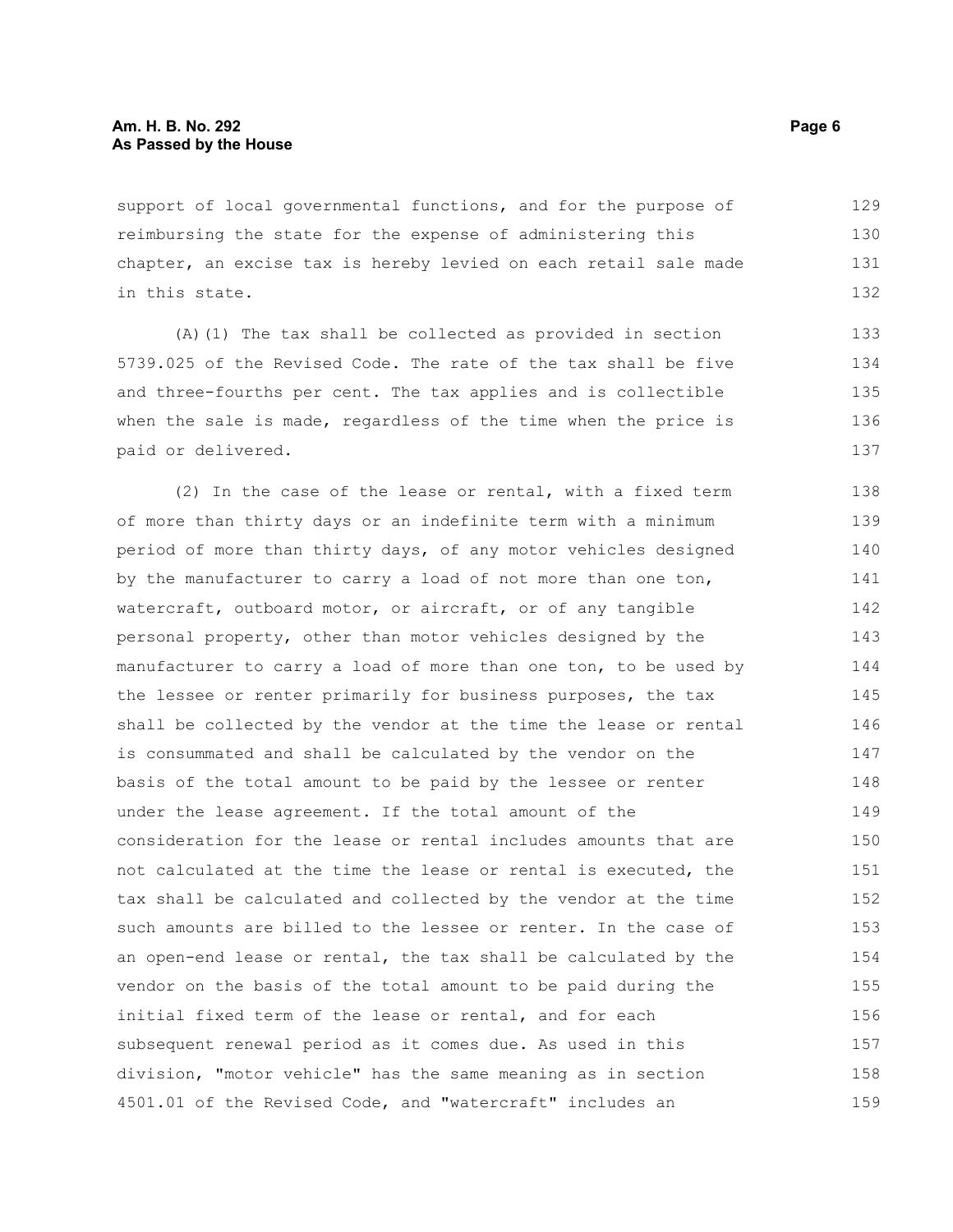support of local governmental functions, and for the purpose of reimbursing the state for the expense of administering this chapter, an excise tax is hereby levied on each retail sale made in this state.

(A)(1) The tax shall be collected as provided in section 5739.025 of the Revised Code. The rate of the tax shall be five and three-fourths per cent. The tax applies and is collectible when the sale is made, regardless of the time when the price is paid or delivered.

(2) In the case of the lease or rental, with a fixed term of more than thirty days or an indefinite term with a minimum period of more than thirty days, of any motor vehicles designed by the manufacturer to carry a load of not more than one ton, watercraft, outboard motor, or aircraft, or of any tangible personal property, other than motor vehicles designed by the manufacturer to carry a load of more than one ton, to be used by the lessee or renter primarily for business purposes, the tax shall be collected by the vendor at the time the lease or rental is consummated and shall be calculated by the vendor on the basis of the total amount to be paid by the lessee or renter under the lease agreement. If the total amount of the consideration for the lease or rental includes amounts that are not calculated at the time the lease or rental is executed, the tax shall be calculated and collected by the vendor at the time such amounts are billed to the lessee or renter. In the case of an open-end lease or rental, the tax shall be calculated by the vendor on the basis of the total amount to be paid during the initial fixed term of the lease or rental, and for each subsequent renewal period as it comes due. As used in this division, "motor vehicle" has the same meaning as in section 4501.01 of the Revised Code, and "watercraft" includes an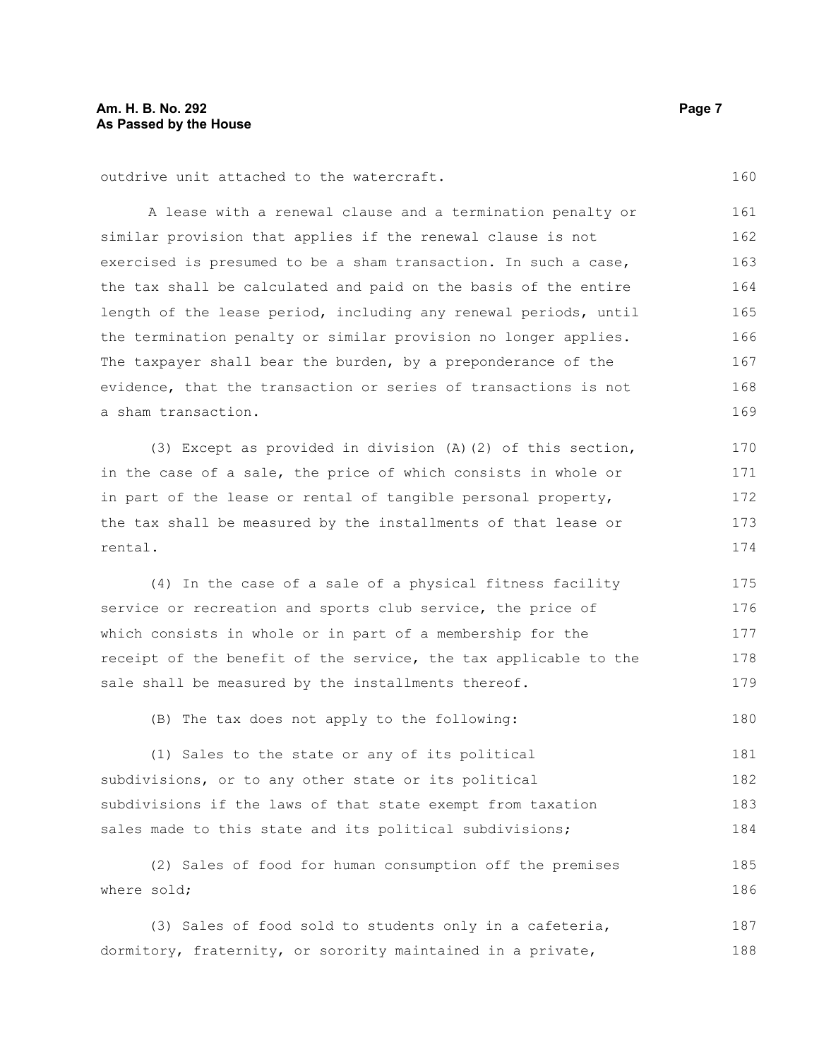outdrive unit attached to the watercraft.

A lease with a renewal clause and a termination penalty or similar provision that applies if the renewal clause is not exercised is presumed to be a sham transaction. In such a case, the tax shall be calculated and paid on the basis of the entire length of the lease period, including any renewal periods, until the termination penalty or similar provision no longer applies. The taxpayer shall bear the burden, by a preponderance of the evidence, that the transaction or series of transactions is not a sham transaction.

(3) Except as provided in division (A)(2) of this section, in the case of a sale, the price of which consists in whole or in part of the lease or rental of tangible personal property, the tax shall be measured by the installments of that lease or rental.

(4) In the case of a sale of a physical fitness facility service or recreation and sports club service, the price of which consists in whole or in part of a membership for the receipt of the benefit of the service, the tax applicable to the sale shall be measured by the installments thereof.

(B) The tax does not apply to the following:

(1) Sales to the state or any of its political subdivisions, or to any other state or its political subdivisions if the laws of that state exempt from taxation sales made to this state and its political subdivisions;

(2) Sales of food for human consumption off the premises where sold;

(3) Sales of food sold to students only in a cafeteria, dormitory, fraternity, or sorority maintained in a private,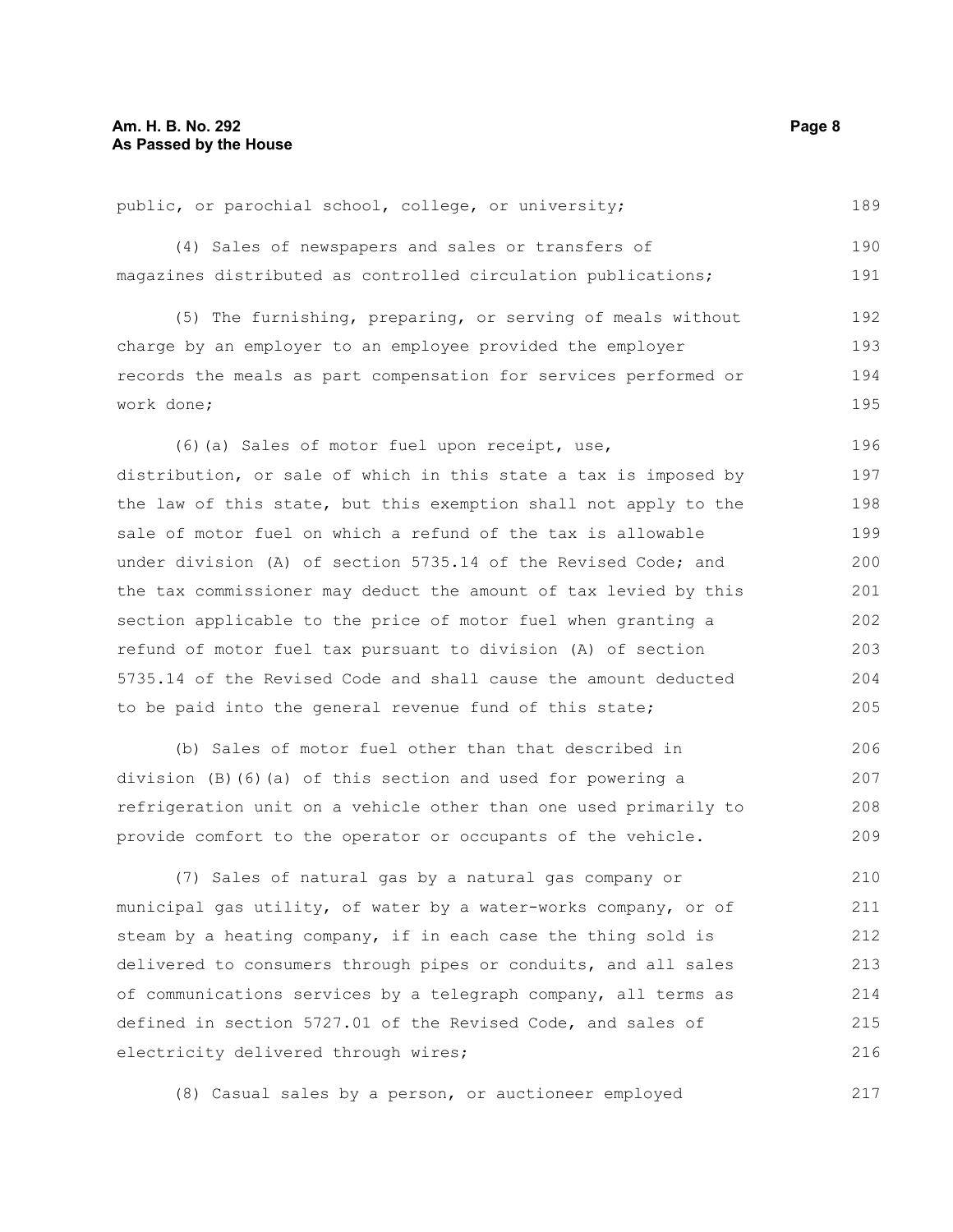public, or parochial school, college, or university;

(4) Sales of newspapers and sales or transfers of magazines distributed as controlled circulation publications;

(5) The furnishing, preparing, or serving of meals without charge by an employer to an employee provided the employer records the meals as part compensation for services performed or work done;

(6)(a) Sales of motor fuel upon receipt, use, distribution, or sale of which in this state a tax is imposed by the law of this state, but this exemption shall not apply to the sale of motor fuel on which a refund of the tax is allowable under division (A) of section 5735.14 of the Revised Code; and the tax commissioner may deduct the amount of tax levied by this section applicable to the price of motor fuel when granting a refund of motor fuel tax pursuant to division (A) of section 5735.14 of the Revised Code and shall cause the amount deducted to be paid into the general revenue fund of this state;

(b) Sales of motor fuel other than that described in division (B)(6)(a) of this section and used for powering a refrigeration unit on a vehicle other than one used primarily to provide comfort to the operator or occupants of the vehicle.

(7) Sales of natural gas by a natural gas company or municipal gas utility, of water by a water-works company, or of steam by a heating company, if in each case the thing sold is delivered to consumers through pipes or conduits, and all sales of communications services by a telegraph company, all terms as defined in section 5727.01 of the Revised Code, and sales of electricity delivered through wires;

(8) Casual sales by a person, or auctioneer employed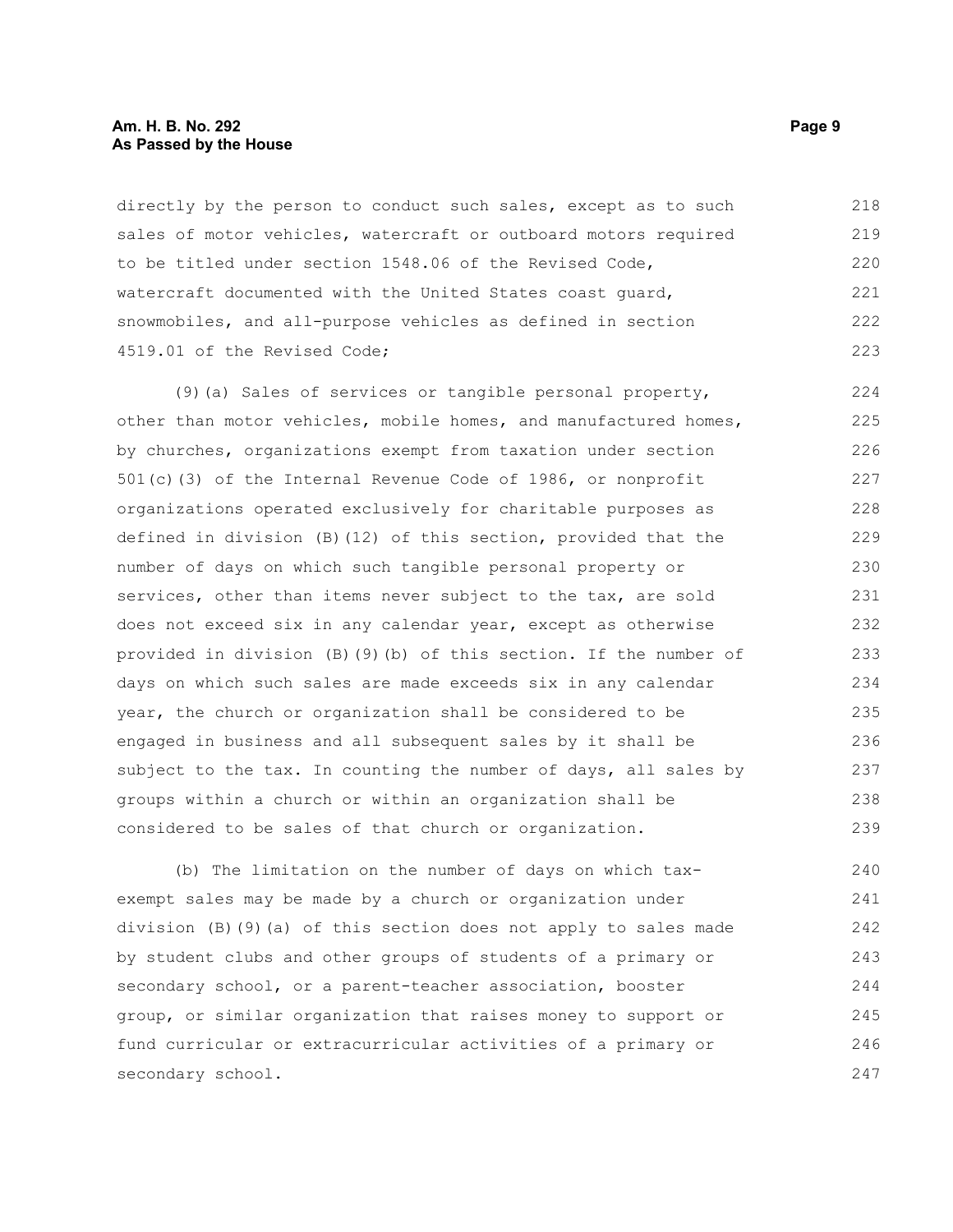directly by the person to conduct such sales, except as to such sales of motor vehicles, watercraft or outboard motors required to be titled under section 1548.06 of the Revised Code, watercraft documented with the United States coast guard, snowmobiles, and all-purpose vehicles as defined in section 4519.01 of the Revised Code;

(9)(a) Sales of services or tangible personal property, other than motor vehicles, mobile homes, and manufactured homes, by churches, organizations exempt from taxation under section 501(c)(3) of the Internal Revenue Code of 1986, or nonprofit organizations operated exclusively for charitable purposes as defined in division (B)(12) of this section, provided that the number of days on which such tangible personal property or services, other than items never subject to the tax, are sold does not exceed six in any calendar year, except as otherwise provided in division (B)(9)(b) of this section. If the number of days on which such sales are made exceeds six in any calendar year, the church or organization shall be considered to be engaged in business and all subsequent sales by it shall be subject to the tax. In counting the number of days, all sales by groups within a church or within an organization shall be considered to be sales of that church or organization.

(b) The limitation on the number of days on which tax-exempt sales may be made by a church or organization under division (B)(9)(a) of this section does not apply to sales made by student clubs and other groups of students of a primary or secondary school, or a parent-teacher association, booster group, or similar organization that raises money to support or fund curricular or extracurricular activities of a primary or secondary school.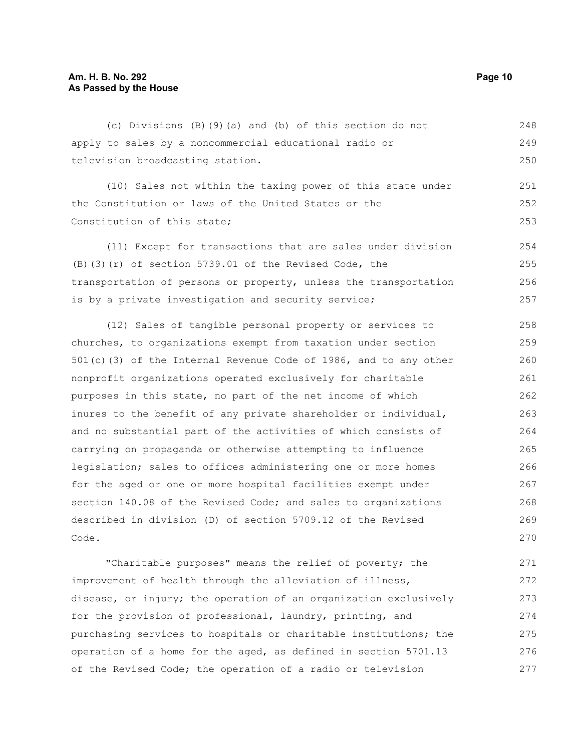(c) Divisions (B)(9)(a) and (b) of this section do not apply to sales by a noncommercial educational radio or television broadcasting station.

(10) Sales not within the taxing power of this state under the Constitution or laws of the United States or the Constitution of this state;

(11) Except for transactions that are sales under division (B)(3)(r) of section 5739.01 of the Revised Code, the transportation of persons or property, unless the transportation is by a private investigation and security service;

(12) Sales of tangible personal property or services to churches, to organizations exempt from taxation under section 501(c)(3) of the Internal Revenue Code of 1986, and to any other nonprofit organizations operated exclusively for charitable purposes in this state, no part of the net income of which inures to the benefit of any private shareholder or individual, and no substantial part of the activities of which consists of carrying on propaganda or otherwise attempting to influence legislation; sales to offices administering one or more homes for the aged or one or more hospital facilities exempt under section 140.08 of the Revised Code; and sales to organizations described in division (D) of section 5709.12 of the Revised Code.

"Charitable purposes" means the relief of poverty; the improvement of health through the alleviation of illness, disease, or injury; the operation of an organization exclusively for the provision of professional, laundry, printing, and purchasing services to hospitals or charitable institutions; the operation of a home for the aged, as defined in section 5701.13 of the Revised Code; the operation of a radio or television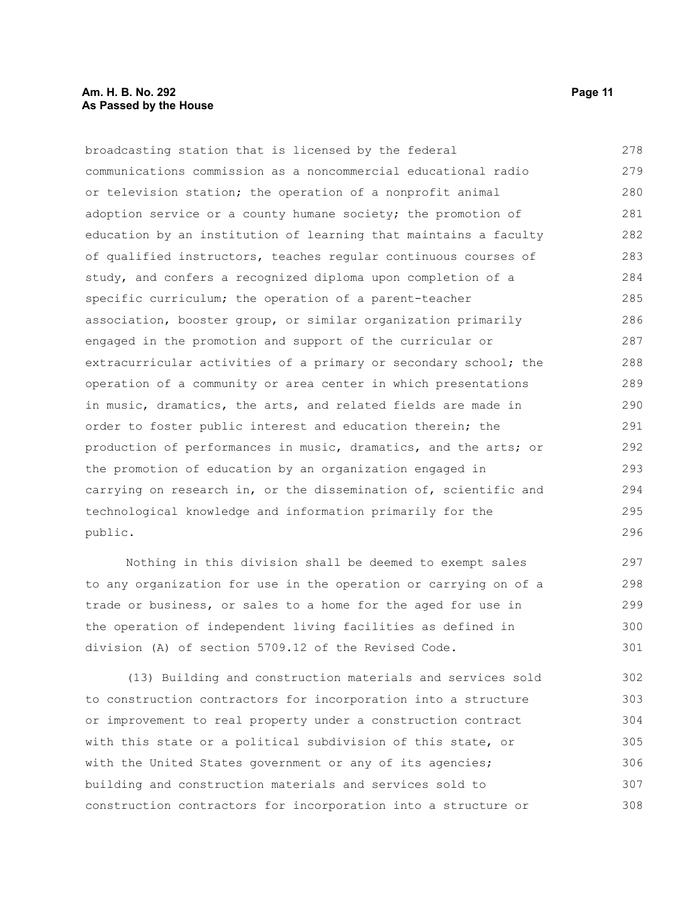broadcasting station that is licensed by the federal communications commission as a noncommercial educational radio or television station; the operation of a nonprofit animal adoption service or a county humane society; the promotion of education by an institution of learning that maintains a faculty of qualified instructors, teaches regular continuous courses of study, and confers a recognized diploma upon completion of a specific curriculum; the operation of a parent-teacher association, booster group, or similar organization primarily engaged in the promotion and support of the curricular or extracurricular activities of a primary or secondary school; the operation of a community or area center in which presentations in music, dramatics, the arts, and related fields are made in order to foster public interest and education therein; the production of performances in music, dramatics, and the arts; or the promotion of education by an organization engaged in carrying on research in, or the dissemination of, scientific and technological knowledge and information primarily for the public.

Nothing in this division shall be deemed to exempt sales to any organization for use in the operation or carrying on of a trade or business, or sales to a home for the aged for use in the operation of independent living facilities as defined in division (A) of section 5709.12 of the Revised Code.

(13) Building and construction materials and services sold to construction contractors for incorporation into a structure or improvement to real property under a construction contract with this state or a political subdivision of this state, or with the United States government or any of its agencies; building and construction materials and services sold to construction contractors for incorporation into a structure or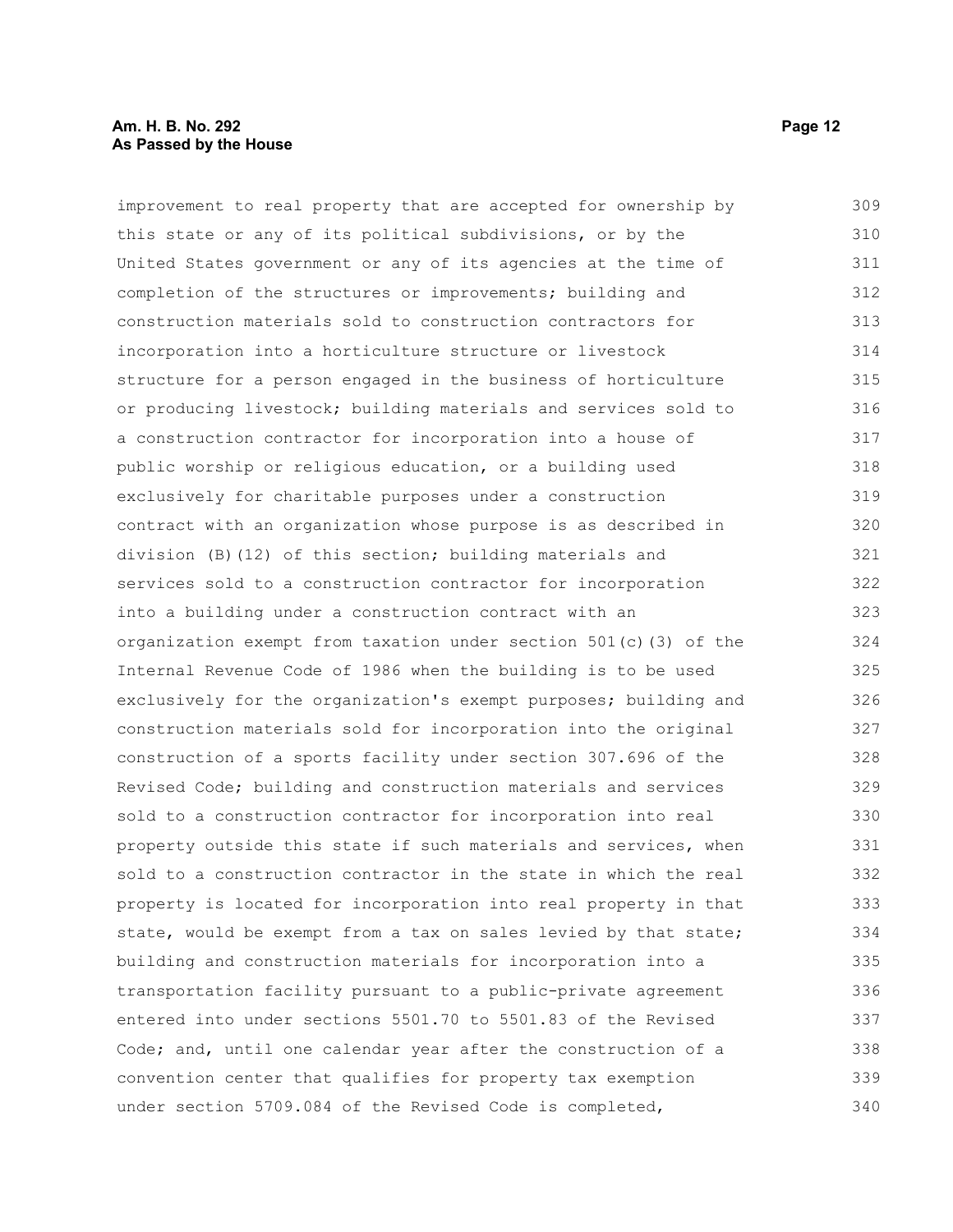improvement to real property that are accepted for ownership by this state or any of its political subdivisions, or by the United States government or any of its agencies at the time of completion of the structures or improvements; building and construction materials sold to construction contractors for incorporation into a horticulture structure or livestock structure for a person engaged in the business of horticulture or producing livestock; building materials and services sold to a construction contractor for incorporation into a house of public worship or religious education, or a building used exclusively for charitable purposes under a construction contract with an organization whose purpose is as described in division (B)(12) of this section; building materials and services sold to a construction contractor for incorporation into a building under a construction contract with an organization exempt from taxation under section 501(c)(3) of the Internal Revenue Code of 1986 when the building is to be used exclusively for the organization's exempt purposes; building and construction materials sold for incorporation into the original construction of a sports facility under section 307.696 of the Revised Code; building and construction materials and services sold to a construction contractor for incorporation into real property outside this state if such materials and services, when sold to a construction contractor in the state in which the real property is located for incorporation into real property in that state, would be exempt from a tax on sales levied by that state; building and construction materials for incorporation into a transportation facility pursuant to a public-private agreement entered into under sections 5501.70 to 5501.83 of the Revised Code; and, until one calendar year after the construction of a convention center that qualifies for property tax exemption under section 5709.084 of the Revised Code is completed,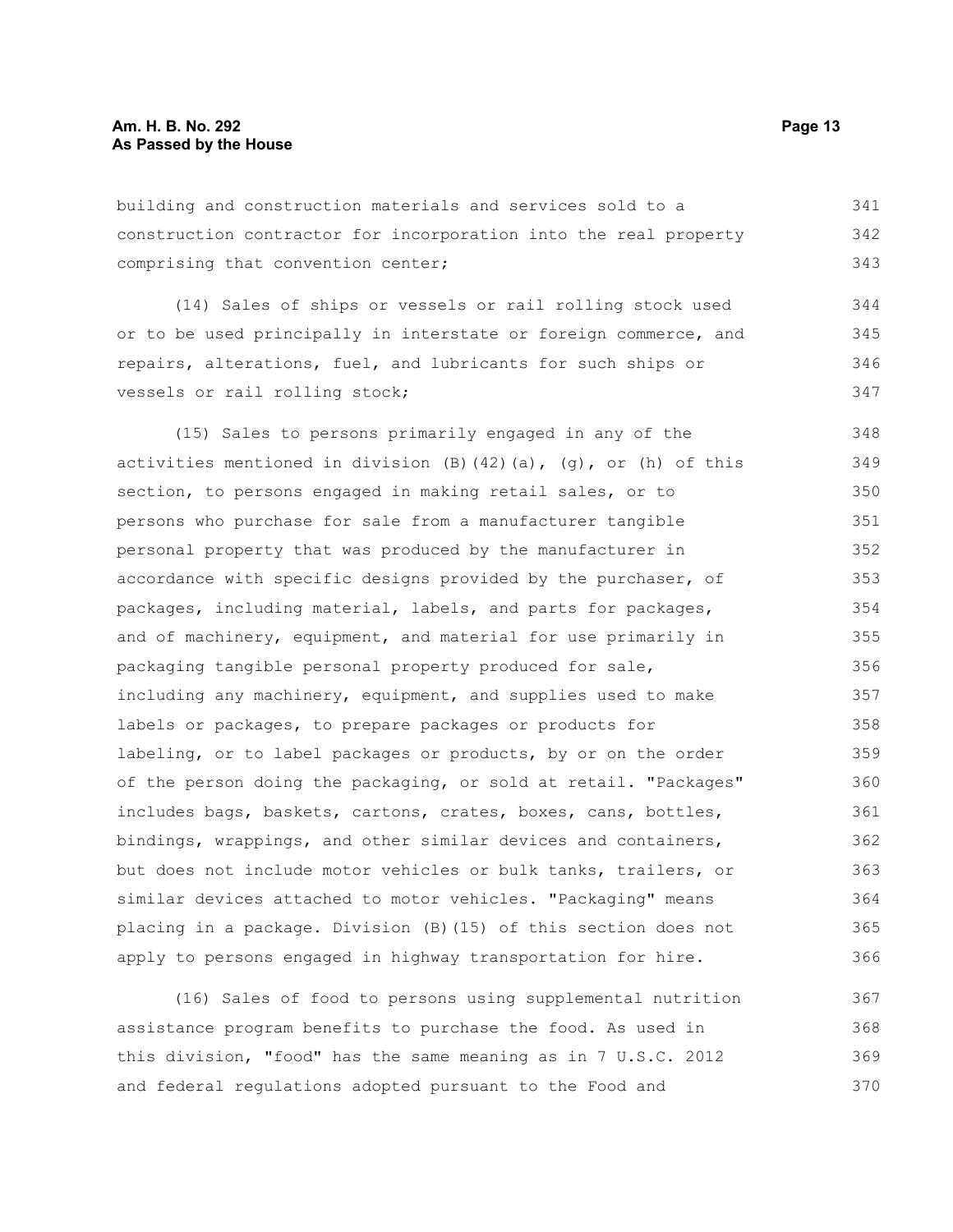building and construction materials and services sold to a construction contractor for incorporation into the real property comprising that convention center;

(14) Sales of ships or vessels or rail rolling stock used or to be used principally in interstate or foreign commerce, and repairs, alterations, fuel, and lubricants for such ships or vessels or rail rolling stock;

(15) Sales to persons primarily engaged in any of the activities mentioned in division (B)(42)(a), (g), or (h) of this section, to persons engaged in making retail sales, or to persons who purchase for sale from a manufacturer tangible personal property that was produced by the manufacturer in accordance with specific designs provided by the purchaser, of packages, including material, labels, and parts for packages, and of machinery, equipment, and material for use primarily in packaging tangible personal property produced for sale, including any machinery, equipment, and supplies used to make labels or packages, to prepare packages or products for labeling, or to label packages or products, by or on the order of the person doing the packaging, or sold at retail. "Packages" includes bags, baskets, cartons, crates, boxes, cans, bottles, bindings, wrappings, and other similar devices and containers, but does not include motor vehicles or bulk tanks, trailers, or similar devices attached to motor vehicles. "Packaging" means placing in a package. Division (B)(15) of this section does not apply to persons engaged in highway transportation for hire.

(16) Sales of food to persons using supplemental nutrition assistance program benefits to purchase the food. As used in this division, "food" has the same meaning as in 7 U.S.C. 2012 and federal regulations adopted pursuant to the Food and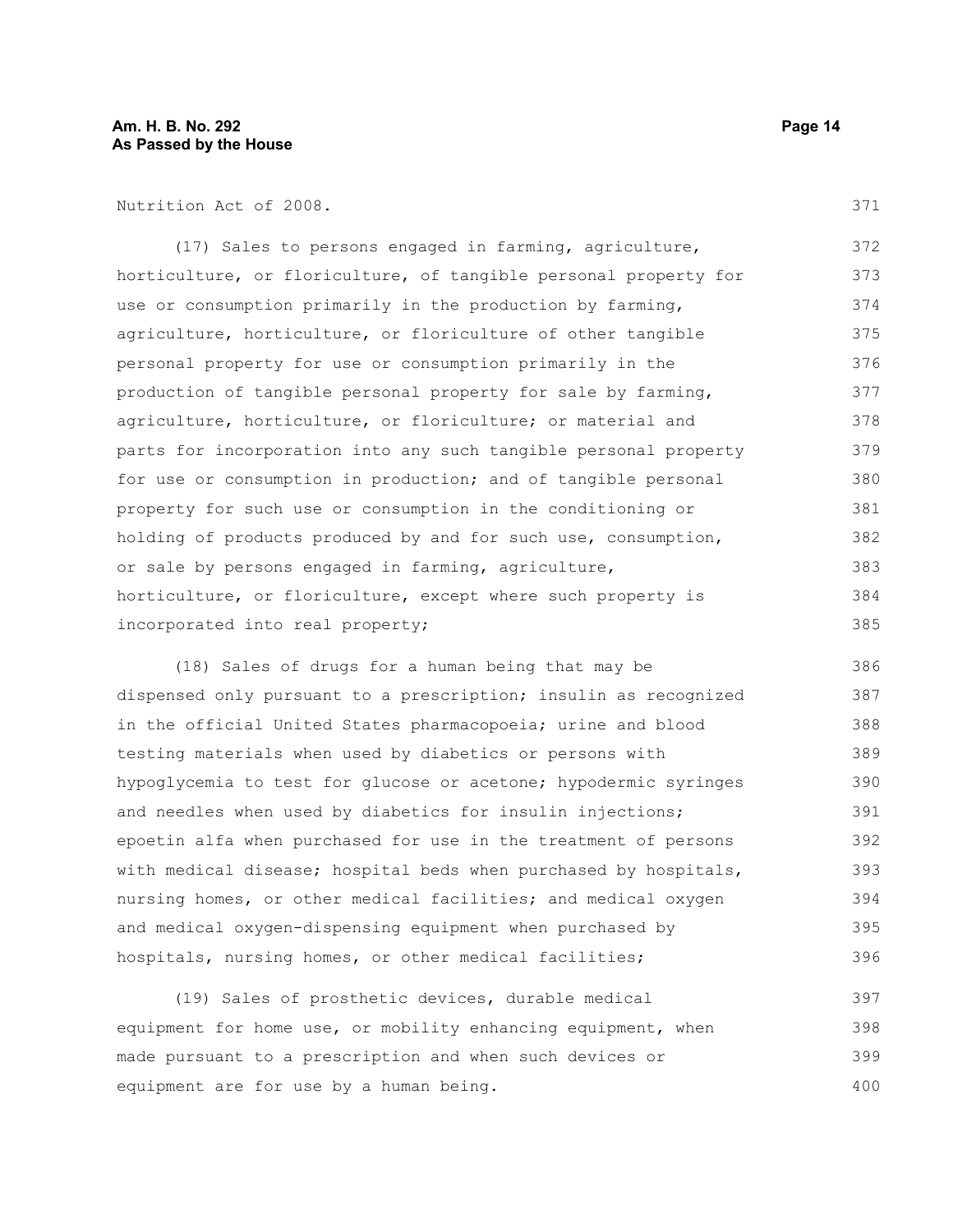Nutrition Act of 2008.

(17) Sales to persons engaged in farming, agriculture, horticulture, or floriculture, of tangible personal property for use or consumption primarily in the production by farming, agriculture, horticulture, or floriculture of other tangible personal property for use or consumption primarily in the production of tangible personal property for sale by farming, agriculture, horticulture, or floriculture; or material and parts for incorporation into any such tangible personal property for use or consumption in production; and of tangible personal property for such use or consumption in the conditioning or holding of products produced by and for such use, consumption, or sale by persons engaged in farming, agriculture, horticulture, or floriculture, except where such property is incorporated into real property;

(18) Sales of drugs for a human being that may be dispensed only pursuant to a prescription; insulin as recognized in the official United States pharmacopoeia; urine and blood testing materials when used by diabetics or persons with hypoglycemia to test for glucose or acetone; hypodermic syringes and needles when used by diabetics for insulin injections; epoetin alfa when purchased for use in the treatment of persons with medical disease; hospital beds when purchased by hospitals, nursing homes, or other medical facilities; and medical oxygen and medical oxygen-dispensing equipment when purchased by hospitals, nursing homes, or other medical facilities;

(19) Sales of prosthetic devices, durable medical equipment for home use, or mobility enhancing equipment, when made pursuant to a prescription and when such devices or equipment are for use by a human being.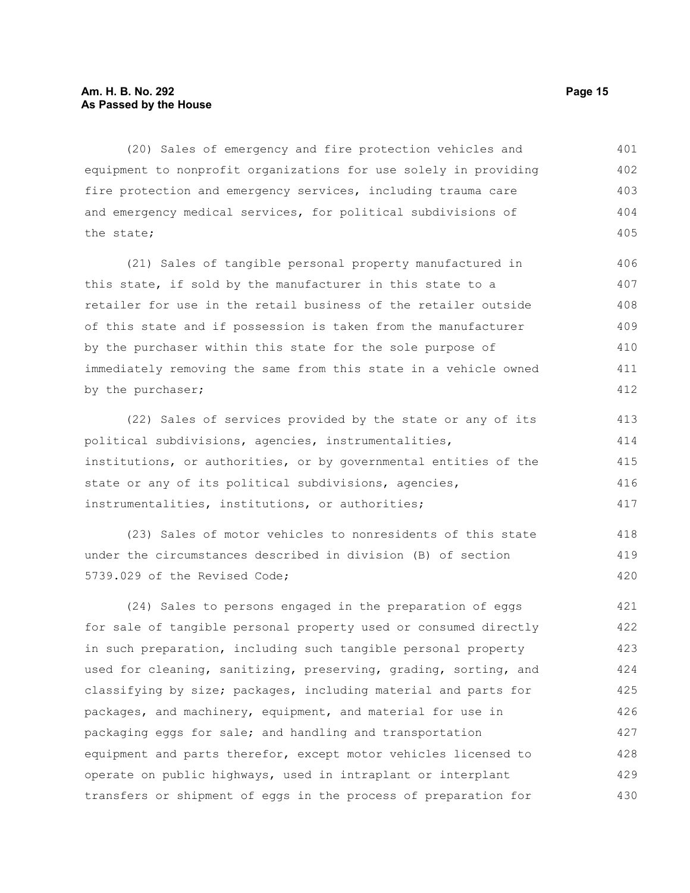(20) Sales of emergency and fire protection vehicles and equipment to nonprofit organizations for use solely in providing fire protection and emergency services, including trauma care and emergency medical services, for political subdivisions of the state;

(21) Sales of tangible personal property manufactured in this state, if sold by the manufacturer in this state to a retailer for use in the retail business of the retailer outside of this state and if possession is taken from the manufacturer by the purchaser within this state for the sole purpose of immediately removing the same from this state in a vehicle owned by the purchaser;

(22) Sales of services provided by the state or any of its political subdivisions, agencies, instrumentalities, institutions, or authorities, or by governmental entities of the state or any of its political subdivisions, agencies, instrumentalities, institutions, or authorities;

(23) Sales of motor vehicles to nonresidents of this state under the circumstances described in division (B) of section 5739.029 of the Revised Code;

(24) Sales to persons engaged in the preparation of eggs for sale of tangible personal property used or consumed directly in such preparation, including such tangible personal property used for cleaning, sanitizing, preserving, grading, sorting, and classifying by size; packages, including material and parts for packages, and machinery, equipment, and material for use in packaging eggs for sale; and handling and transportation equipment and parts therefor, except motor vehicles licensed to operate on public highways, used in intraplant or interplant transfers or shipment of eggs in the process of preparation for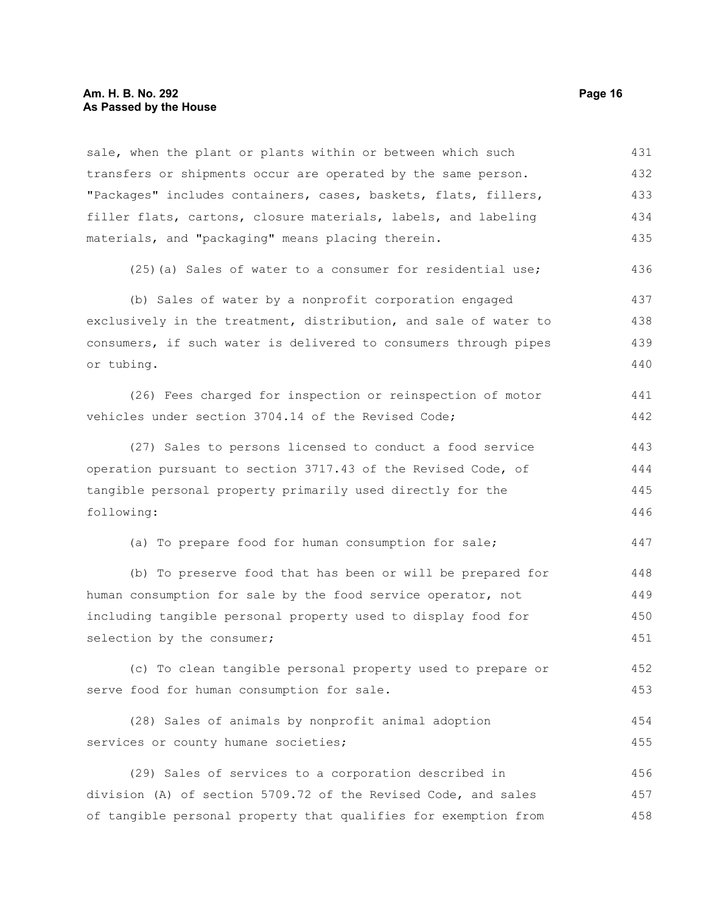sale, when the plant or plants within or between which such transfers or shipments occur are operated by the same person. "Packages" includes containers, cases, baskets, flats, fillers, filler flats, cartons, closure materials, labels, and labeling materials, and "packaging" means placing therein.

(25)(a) Sales of water to a consumer for residential use;

(b) Sales of water by a nonprofit corporation engaged exclusively in the treatment, distribution, and sale of water to consumers, if such water is delivered to consumers through pipes or tubing.

(26) Fees charged for inspection or reinspection of motor vehicles under section 3704.14 of the Revised Code;

(27) Sales to persons licensed to conduct a food service operation pursuant to section 3717.43 of the Revised Code, of tangible personal property primarily used directly for the following:

(a) To prepare food for human consumption for sale;

(b) To preserve food that has been or will be prepared for human consumption for sale by the food service operator, not including tangible personal property used to display food for selection by the consumer;

(c) To clean tangible personal property used to prepare or serve food for human consumption for sale.

(28) Sales of animals by nonprofit animal adoption services or county humane societies;

(29) Sales of services to a corporation described in division (A) of section 5709.72 of the Revised Code, and sales of tangible personal property that qualifies for exemption from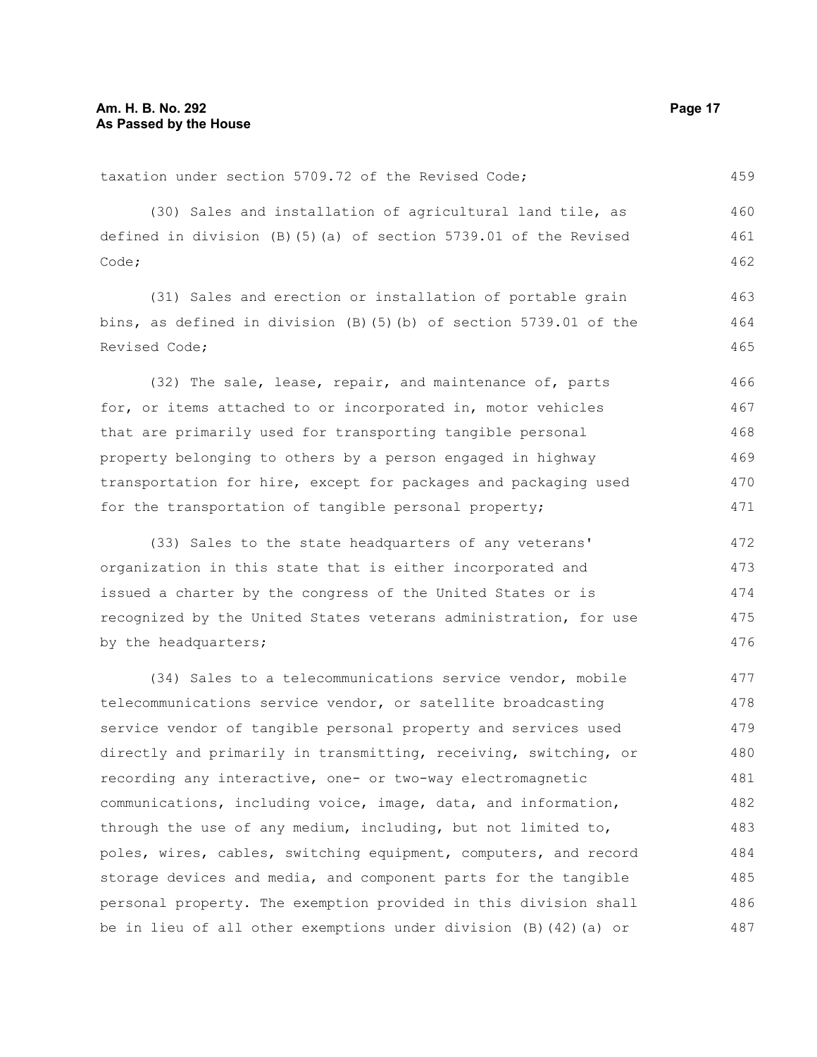taxation under section 5709.72 of the Revised Code;

(30) Sales and installation of agricultural land tile, as defined in division (B)(5)(a) of section 5739.01 of the Revised Code;

(31) Sales and erection or installation of portable grain bins, as defined in division (B)(5)(b) of section 5739.01 of the Revised Code;

(32) The sale, lease, repair, and maintenance of, parts for, or items attached to or incorporated in, motor vehicles that are primarily used for transporting tangible personal property belonging to others by a person engaged in highway transportation for hire, except for packages and packaging used for the transportation of tangible personal property;

(33) Sales to the state headquarters of any veterans' organization in this state that is either incorporated and issued a charter by the congress of the United States or is recognized by the United States veterans administration, for use by the headquarters;

(34) Sales to a telecommunications service vendor, mobile telecommunications service vendor, or satellite broadcasting service vendor of tangible personal property and services used directly and primarily in transmitting, receiving, switching, or recording any interactive, one- or two-way electromagnetic communications, including voice, image, data, and information, through the use of any medium, including, but not limited to, poles, wires, cables, switching equipment, computers, and record storage devices and media, and component parts for the tangible personal property. The exemption provided in this division shall be in lieu of all other exemptions under division (B)(42)(a) or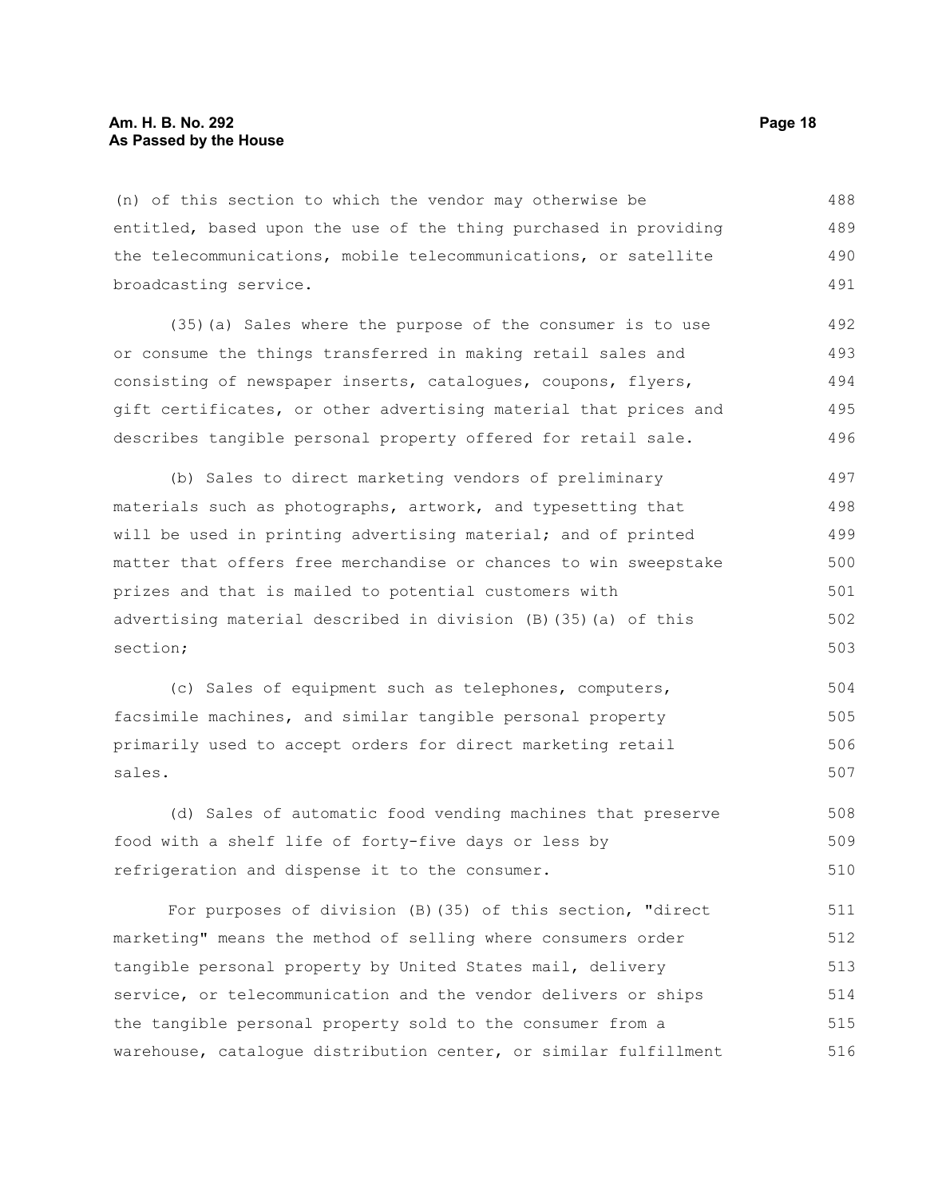(n) of this section to which the vendor may otherwise be entitled, based upon the use of the thing purchased in providing the telecommunications, mobile telecommunications, or satellite broadcasting service.

(35)(a) Sales where the purpose of the consumer is to use or consume the things transferred in making retail sales and consisting of newspaper inserts, catalogues, coupons, flyers, gift certificates, or other advertising material that prices and describes tangible personal property offered for retail sale.

(b) Sales to direct marketing vendors of preliminary materials such as photographs, artwork, and typesetting that will be used in printing advertising material; and of printed matter that offers free merchandise or chances to win sweepstake prizes and that is mailed to potential customers with advertising material described in division (B)(35)(a) of this section;

(c) Sales of equipment such as telephones, computers, facsimile machines, and similar tangible personal property primarily used to accept orders for direct marketing retail sales.

(d) Sales of automatic food vending machines that preserve food with a shelf life of forty-five days or less by refrigeration and dispense it to the consumer.

For purposes of division (B)(35) of this section, "direct marketing" means the method of selling where consumers order tangible personal property by United States mail, delivery service, or telecommunication and the vendor delivers or ships the tangible personal property sold to the consumer from a warehouse, catalogue distribution center, or similar fulfillment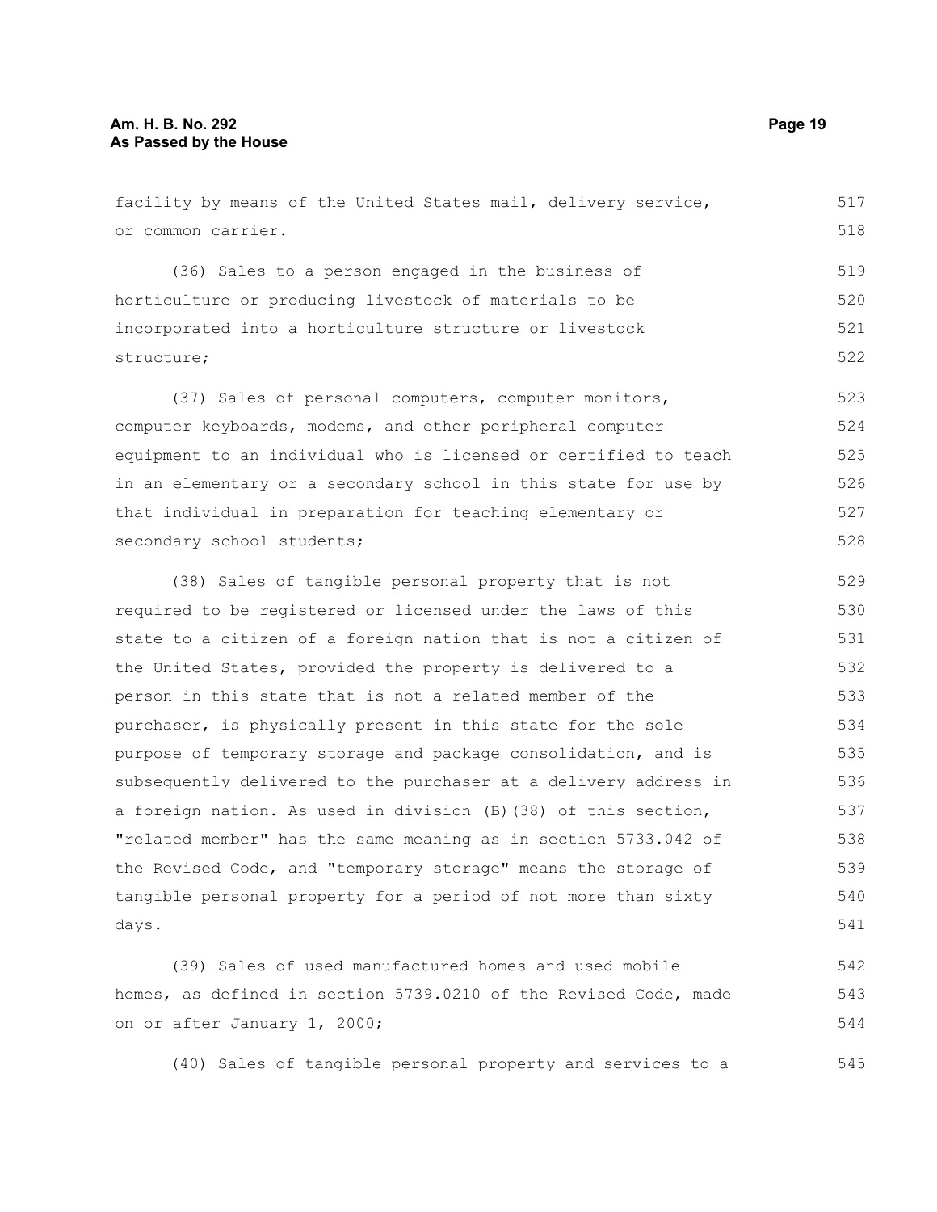facility by means of the United States mail, delivery service, or common carrier.

(36) Sales to a person engaged in the business of horticulture or producing livestock of materials to be incorporated into a horticulture structure or livestock structure;

(37) Sales of personal computers, computer monitors, computer keyboards, modems, and other peripheral computer equipment to an individual who is licensed or certified to teach in an elementary or a secondary school in this state for use by that individual in preparation for teaching elementary or secondary school students;

(38) Sales of tangible personal property that is not required to be registered or licensed under the laws of this state to a citizen of a foreign nation that is not a citizen of the United States, provided the property is delivered to a person in this state that is not a related member of the purchaser, is physically present in this state for the sole purpose of temporary storage and package consolidation, and is subsequently delivered to the purchaser at a delivery address in a foreign nation. As used in division (B)(38) of this section, "related member" has the same meaning as in section 5733.042 of the Revised Code, and "temporary storage" means the storage of tangible personal property for a period of not more than sixty days.

(39) Sales of used manufactured homes and used mobile homes, as defined in section 5739.0210 of the Revised Code, made on or after January 1, 2000;

(40) Sales of tangible personal property and services to a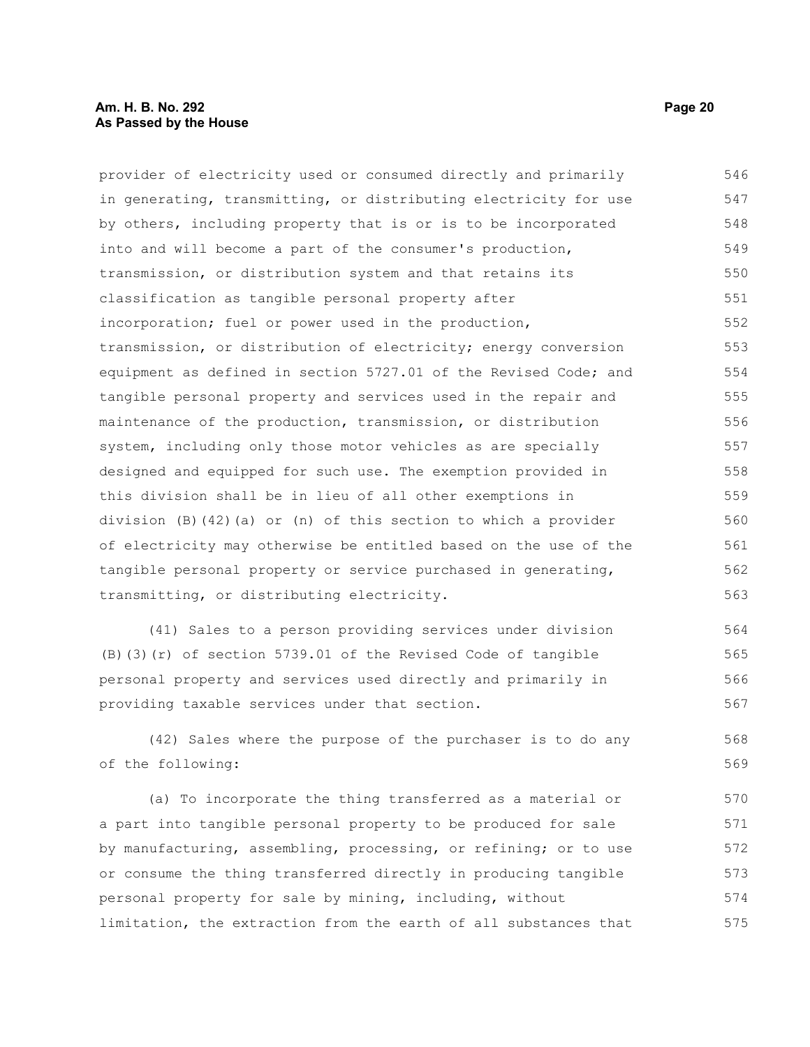provider of electricity used or consumed directly and primarily in generating, transmitting, or distributing electricity for use by others, including property that is or is to be incorporated into and will become a part of the consumer's production, transmission, or distribution system and that retains its classification as tangible personal property after incorporation; fuel or power used in the production, transmission, or distribution of electricity; energy conversion equipment as defined in section 5727.01 of the Revised Code; and tangible personal property and services used in the repair and maintenance of the production, transmission, or distribution system, including only those motor vehicles as are specially designed and equipped for such use. The exemption provided in this division shall be in lieu of all other exemptions in division (B)(42)(a) or (n) of this section to which a provider of electricity may otherwise be entitled based on the use of the tangible personal property or service purchased in generating, transmitting, or distributing electricity.

(41) Sales to a person providing services under division (B)(3)(r) of section 5739.01 of the Revised Code of tangible personal property and services used directly and primarily in providing taxable services under that section.

(42) Sales where the purpose of the purchaser is to do any of the following:

(a) To incorporate the thing transferred as a material or a part into tangible personal property to be produced for sale by manufacturing, assembling, processing, or refining; or to use or consume the thing transferred directly in producing tangible personal property for sale by mining, including, without limitation, the extraction from the earth of all substances that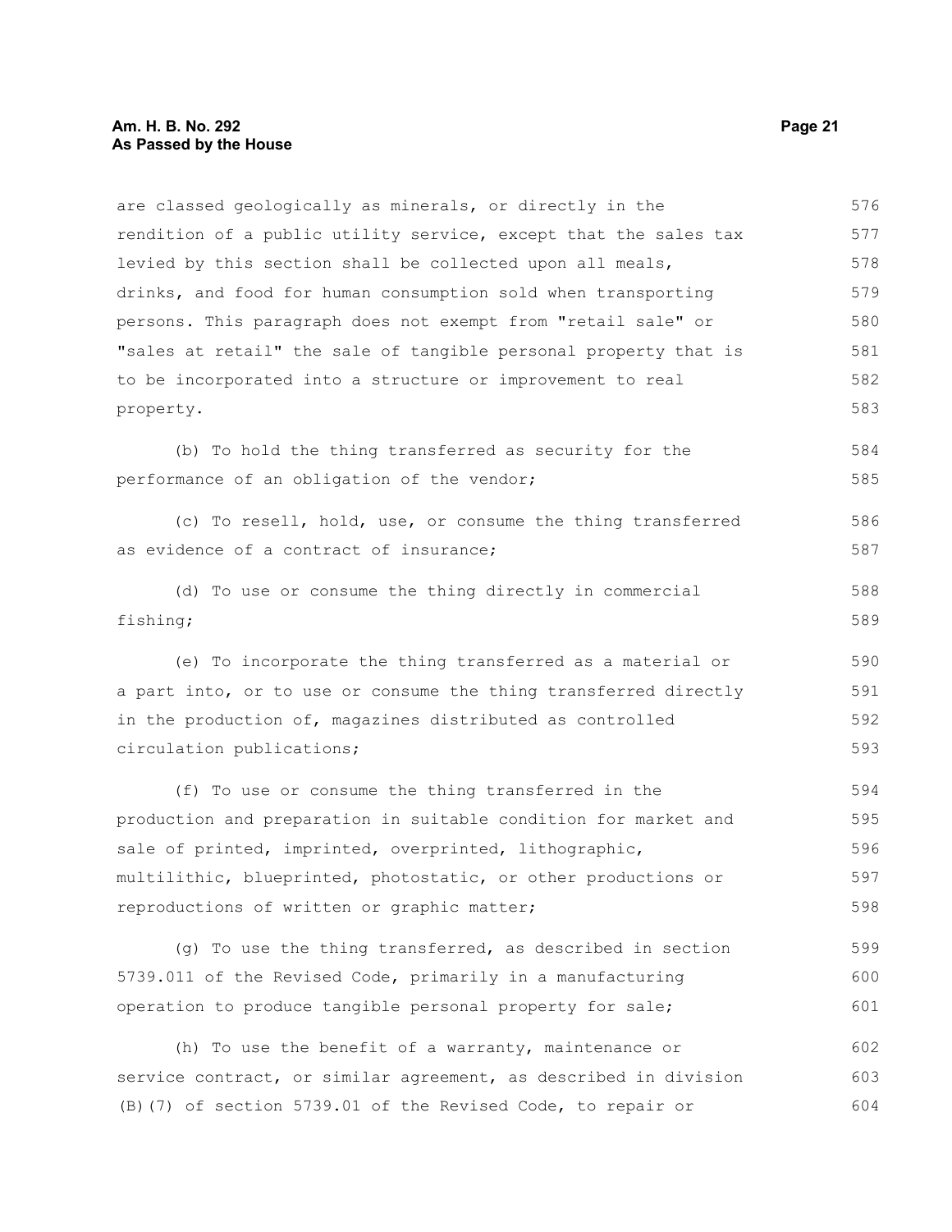are classed geologically as minerals, or directly in the rendition of a public utility service, except that the sales tax levied by this section shall be collected upon all meals, drinks, and food for human consumption sold when transporting persons. This paragraph does not exempt from "retail sale" or "sales at retail" the sale of tangible personal property that is to be incorporated into a structure or improvement to real property.

(b) To hold the thing transferred as security for the performance of an obligation of the vendor;

(c) To resell, hold, use, or consume the thing transferred as evidence of a contract of insurance;

(d) To use or consume the thing directly in commercial fishing;

(e) To incorporate the thing transferred as a material or a part into, or to use or consume the thing transferred directly in the production of, magazines distributed as controlled circulation publications;

(f) To use or consume the thing transferred in the production and preparation in suitable condition for market and sale of printed, imprinted, overprinted, lithographic, multilithic, blueprinted, photostatic, or other productions or reproductions of written or graphic matter;

(g) To use the thing transferred, as described in section 5739.011 of the Revised Code, primarily in a manufacturing operation to produce tangible personal property for sale;

(h) To use the benefit of a warranty, maintenance or service contract, or similar agreement, as described in division (B)(7) of section 5739.01 of the Revised Code, to repair or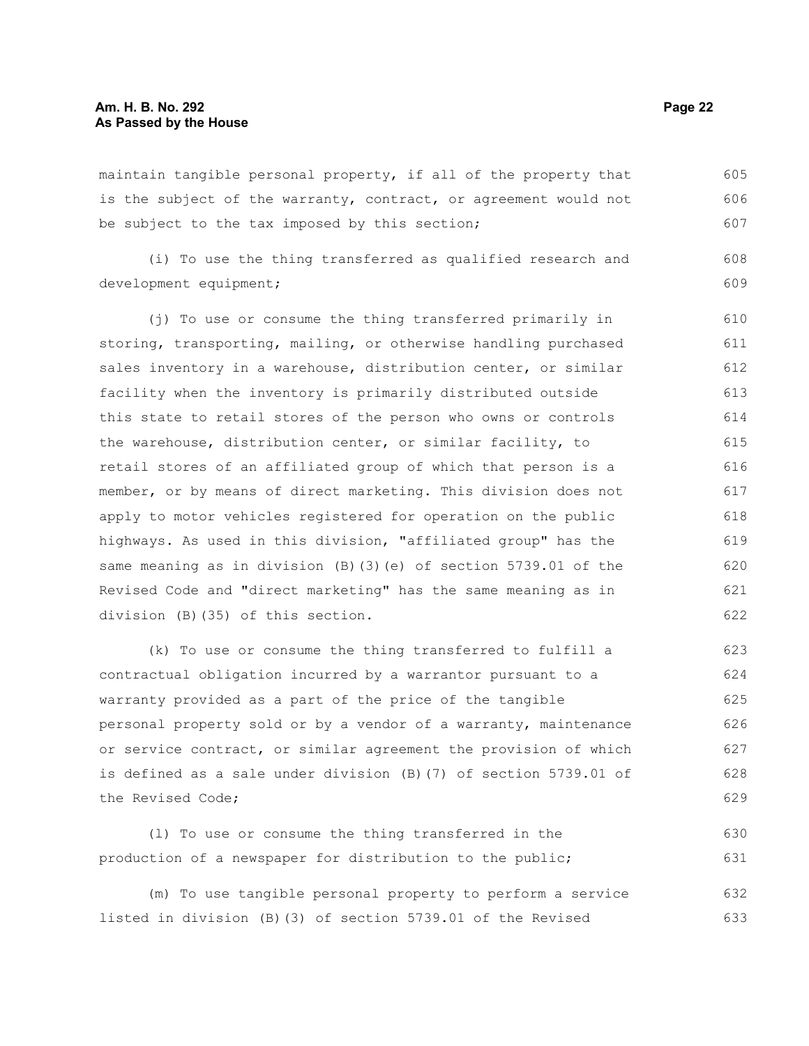maintain tangible personal property, if all of the property that is the subject of the warranty, contract, or agreement would not be subject to the tax imposed by this section;

(i) To use the thing transferred as qualified research and development equipment;

(j) To use or consume the thing transferred primarily in storing, transporting, mailing, or otherwise handling purchased sales inventory in a warehouse, distribution center, or similar facility when the inventory is primarily distributed outside this state to retail stores of the person who owns or controls the warehouse, distribution center, or similar facility, to retail stores of an affiliated group of which that person is a member, or by means of direct marketing. This division does not apply to motor vehicles registered for operation on the public highways. As used in this division, "affiliated group" has the same meaning as in division (B)(3)(e) of section 5739.01 of the Revised Code and "direct marketing" has the same meaning as in division (B)(35) of this section.

(k) To use or consume the thing transferred to fulfill a contractual obligation incurred by a warrantor pursuant to a warranty provided as a part of the price of the tangible personal property sold or by a vendor of a warranty, maintenance or service contract, or similar agreement the provision of which is defined as a sale under division (B)(7) of section 5739.01 of the Revised Code;

(l) To use or consume the thing transferred in the production of a newspaper for distribution to the public;

(m) To use tangible personal property to perform a service listed in division (B)(3) of section 5739.01 of the Revised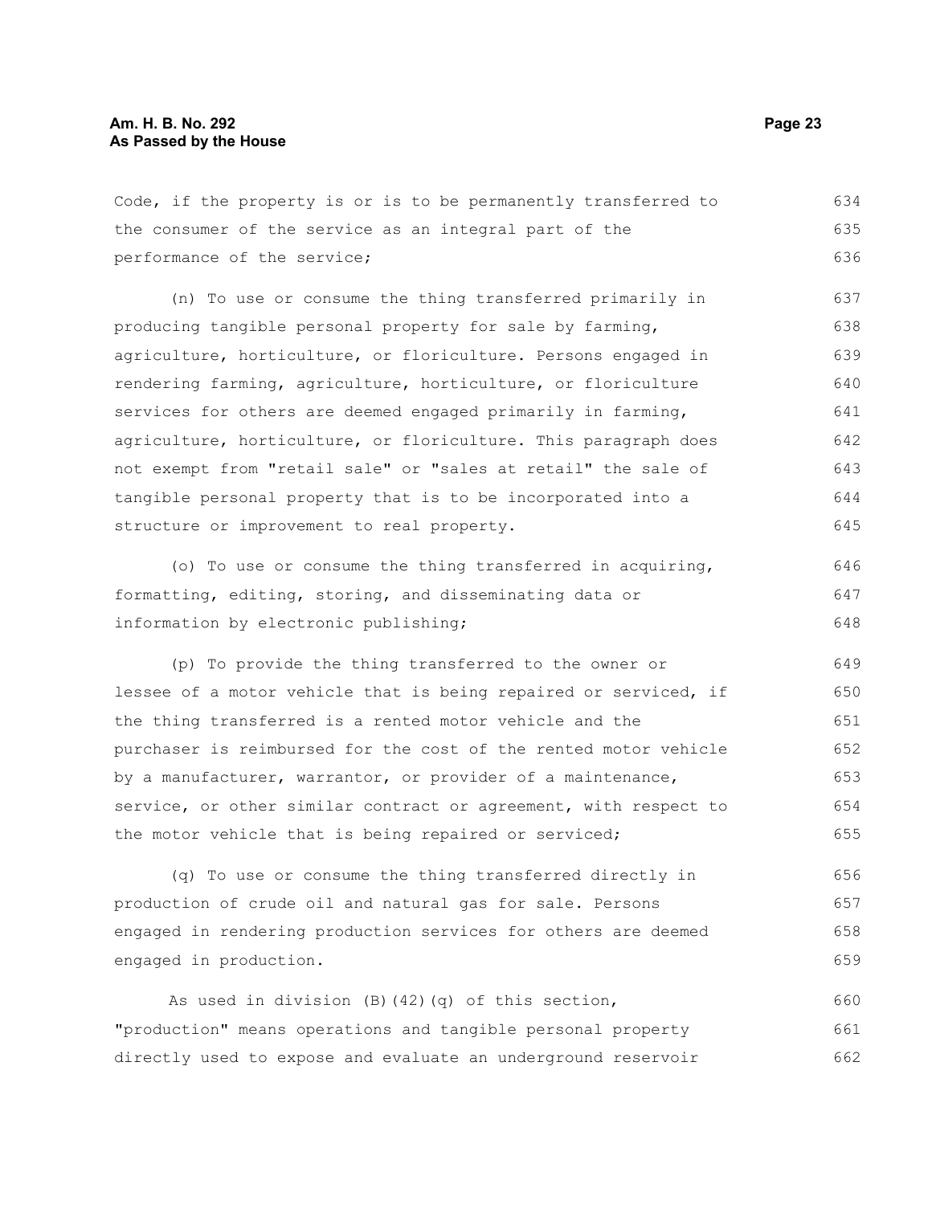Code, if the property is or is to be permanently transferred to the consumer of the service as an integral part of the performance of the service;

(n) To use or consume the thing transferred primarily in producing tangible personal property for sale by farming, agriculture, horticulture, or floriculture. Persons engaged in rendering farming, agriculture, horticulture, or floriculture services for others are deemed engaged primarily in farming, agriculture, horticulture, or floriculture. This paragraph does not exempt from "retail sale" or "sales at retail" the sale of tangible personal property that is to be incorporated into a structure or improvement to real property.

(o) To use or consume the thing transferred in acquiring, formatting, editing, storing, and disseminating data or information by electronic publishing;

(p) To provide the thing transferred to the owner or lessee of a motor vehicle that is being repaired or serviced, if the thing transferred is a rented motor vehicle and the purchaser is reimbursed for the cost of the rented motor vehicle by a manufacturer, warrantor, or provider of a maintenance, service, or other similar contract or agreement, with respect to the motor vehicle that is being repaired or serviced;

(q) To use or consume the thing transferred directly in production of crude oil and natural gas for sale. Persons engaged in rendering production services for others are deemed engaged in production.

As used in division (B)(42)(q) of this section, "production" means operations and tangible personal property directly used to expose and evaluate an underground reservoir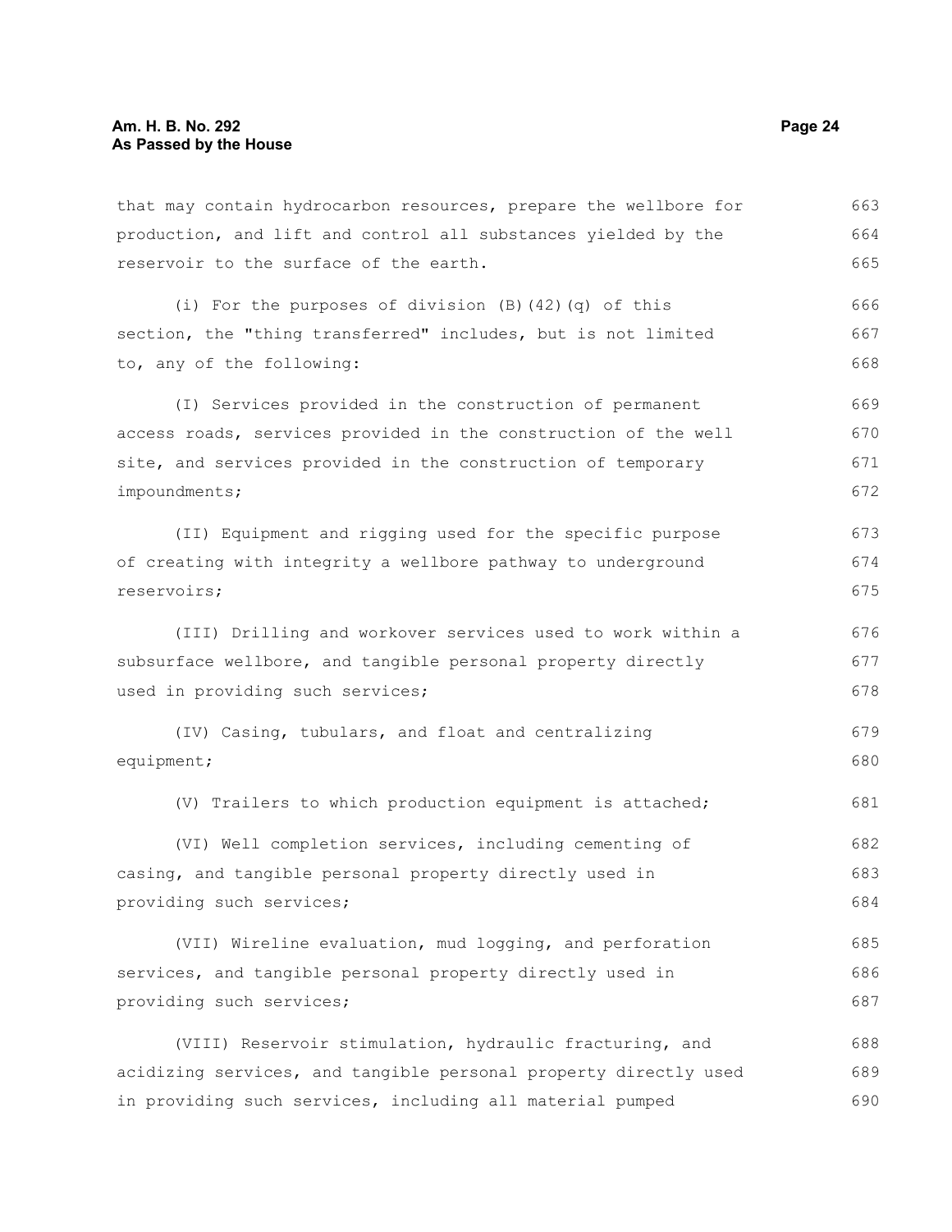that may contain hydrocarbon resources, prepare the wellbore for production, and lift and control all substances yielded by the reservoir to the surface of the earth.

(i) For the purposes of division (B)(42)(q) of this section, the "thing transferred" includes, but is not limited to, any of the following:

(I) Services provided in the construction of permanent access roads, services provided in the construction of the well site, and services provided in the construction of temporary impoundments;

(II) Equipment and rigging used for the specific purpose of creating with integrity a wellbore pathway to underground reservoirs;

(III) Drilling and workover services used to work within a subsurface wellbore, and tangible personal property directly used in providing such services;

(IV) Casing, tubulars, and float and centralizing equipment;

(V) Trailers to which production equipment is attached;

(VI) Well completion services, including cementing of casing, and tangible personal property directly used in providing such services;

(VII) Wireline evaluation, mud logging, and perforation services, and tangible personal property directly used in providing such services;

(VIII) Reservoir stimulation, hydraulic fracturing, and acidizing services, and tangible personal property directly used in providing such services, including all material pumped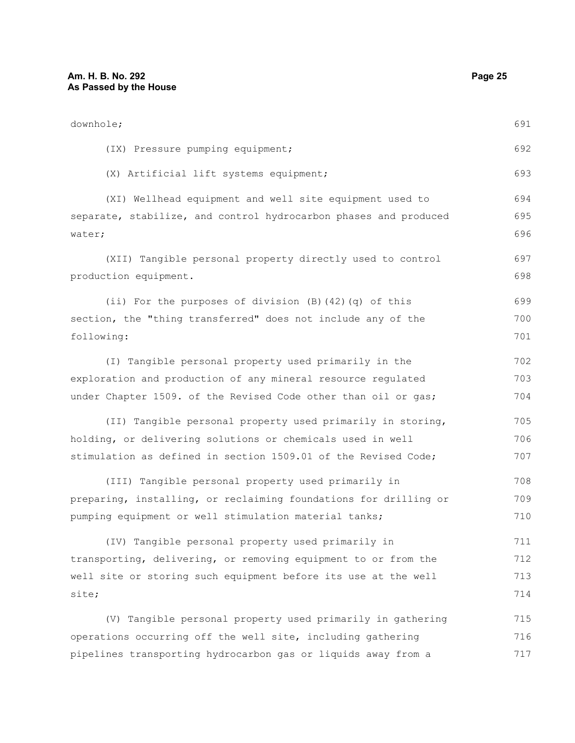downhole;

(IX) Pressure pumping equipment;

(X) Artificial lift systems equipment;

(XI) Wellhead equipment and well site equipment used to separate, stabilize, and control hydrocarbon phases and produced water;

(XII) Tangible personal property directly used to control production equipment.

(ii) For the purposes of division (B)(42)(q) of this section, the "thing transferred" does not include any of the following:

(I) Tangible personal property used primarily in the exploration and production of any mineral resource regulated under Chapter 1509. of the Revised Code other than oil or gas;

(II) Tangible personal property used primarily in storing, holding, or delivering solutions or chemicals used in well stimulation as defined in section 1509.01 of the Revised Code;

(III) Tangible personal property used primarily in preparing, installing, or reclaiming foundations for drilling or pumping equipment or well stimulation material tanks;

(IV) Tangible personal property used primarily in transporting, delivering, or removing equipment to or from the well site or storing such equipment before its use at the well site;

(V) Tangible personal property used primarily in gathering operations occurring off the well site, including gathering pipelines transporting hydrocarbon gas or liquids away from a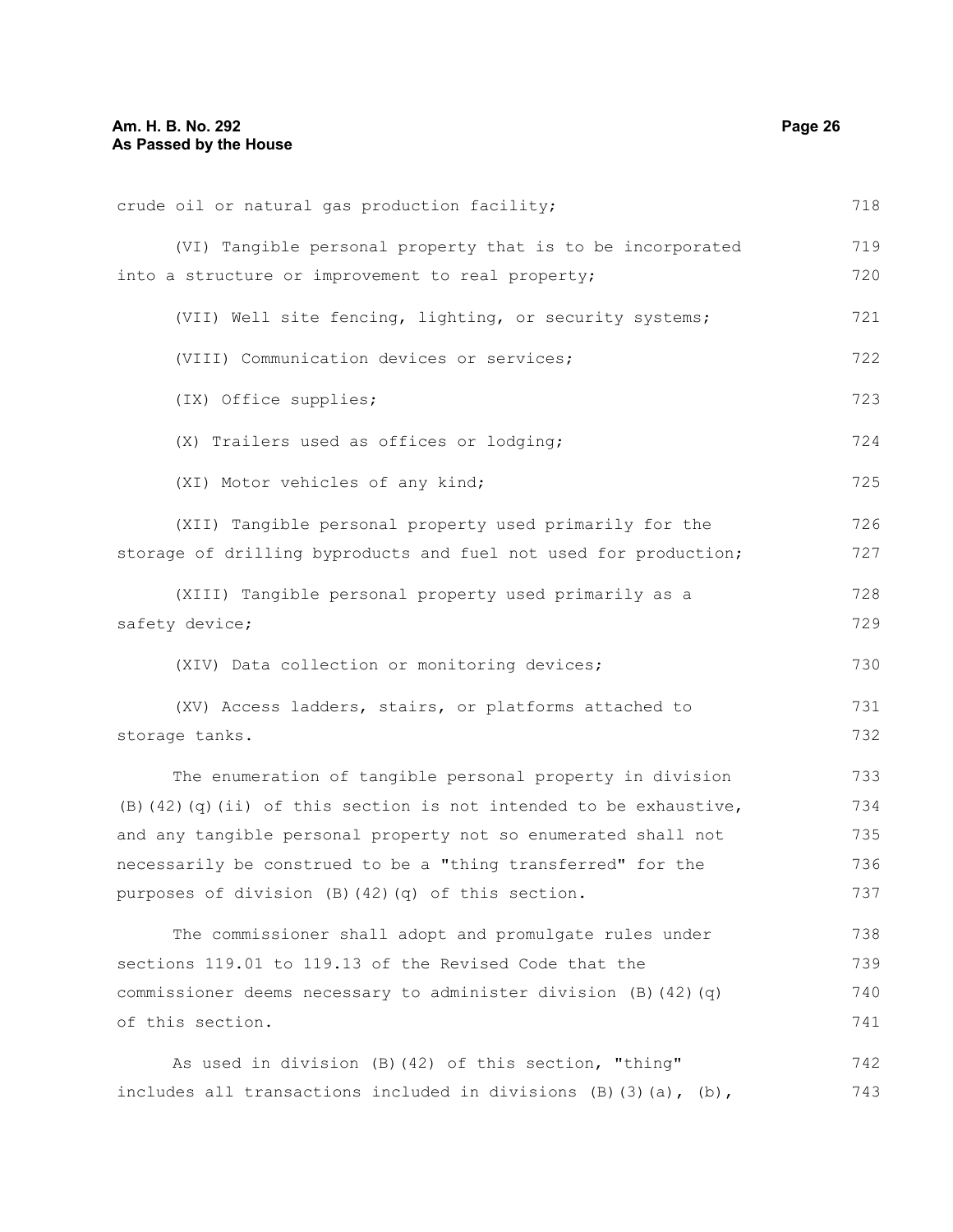crude oil or natural gas production facility;

(VI) Tangible personal property that is to be incorporated into a structure or improvement to real property;

(VII) Well site fencing, lighting, or security systems;

(VIII) Communication devices or services;

(IX) Office supplies;

(X) Trailers used as offices or lodging;

(XI) Motor vehicles of any kind;

(XII) Tangible personal property used primarily for the storage of drilling byproducts and fuel not used for production;

(XIII) Tangible personal property used primarily as a safety device;

(XIV) Data collection or monitoring devices;

(XV) Access ladders, stairs, or platforms attached to storage tanks.

The enumeration of tangible personal property in division (B)(42)(q)(ii) of this section is not intended to be exhaustive, and any tangible personal property not so enumerated shall not necessarily be construed to be a "thing transferred" for the purposes of division (B)(42)(q) of this section.

The commissioner shall adopt and promulgate rules under sections 119.01 to 119.13 of the Revised Code that the commissioner deems necessary to administer division (B)(42)(q) of this section.

As used in division (B)(42) of this section, "thing" includes all transactions included in divisions (B)(3)(a), (b),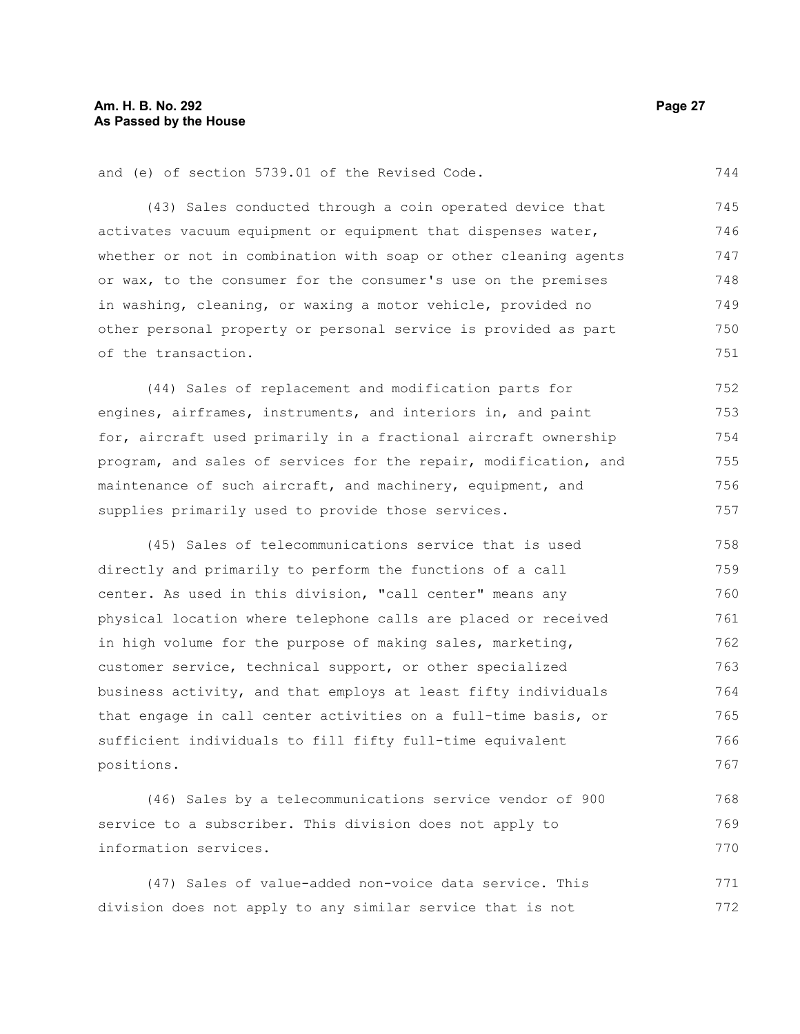and (e) of section 5739.01 of the Revised Code.

(43) Sales conducted through a coin operated device that activates vacuum equipment or equipment that dispenses water, whether or not in combination with soap or other cleaning agents or wax, to the consumer for the consumer's use on the premises in washing, cleaning, or waxing a motor vehicle, provided no other personal property or personal service is provided as part of the transaction.

(44) Sales of replacement and modification parts for engines, airframes, instruments, and interiors in, and paint for, aircraft used primarily in a fractional aircraft ownership program, and sales of services for the repair, modification, and maintenance of such aircraft, and machinery, equipment, and supplies primarily used to provide those services.

(45) Sales of telecommunications service that is used directly and primarily to perform the functions of a call center. As used in this division, "call center" means any physical location where telephone calls are placed or received in high volume for the purpose of making sales, marketing, customer service, technical support, or other specialized business activity, and that employs at least fifty individuals that engage in call center activities on a full-time basis, or sufficient individuals to fill fifty full-time equivalent positions.

(46) Sales by a telecommunications service vendor of 900 service to a subscriber. This division does not apply to information services.

(47) Sales of value-added non-voice data service. This division does not apply to any similar service that is not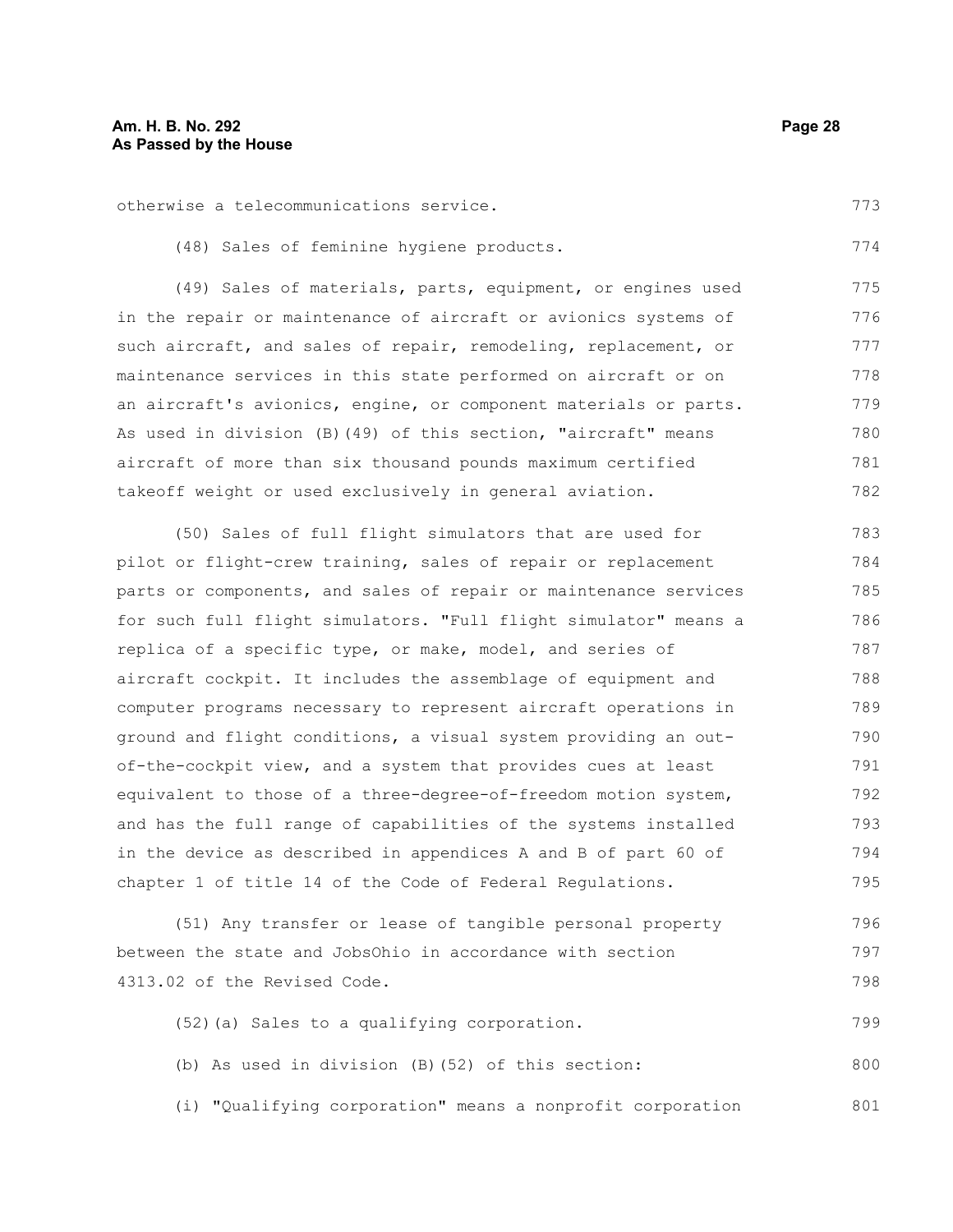otherwise a telecommunications service.

(48) Sales of feminine hygiene products.

(49) Sales of materials, parts, equipment, or engines used in the repair or maintenance of aircraft or avionics systems of such aircraft, and sales of repair, remodeling, replacement, or maintenance services in this state performed on aircraft or on an aircraft's avionics, engine, or component materials or parts. As used in division (B)(49) of this section, "aircraft" means aircraft of more than six thousand pounds maximum certified takeoff weight or used exclusively in general aviation.

(50) Sales of full flight simulators that are used for pilot or flight-crew training, sales of repair or replacement parts or components, and sales of repair or maintenance services for such full flight simulators. "Full flight simulator" means a replica of a specific type, or make, model, and series of aircraft cockpit. It includes the assemblage of equipment and computer programs necessary to represent aircraft operations in ground and flight conditions, a visual system providing an out-of-the-cockpit view, and a system that provides cues at least equivalent to those of a three-degree-of-freedom motion system, and has the full range of capabilities of the systems installed in the device as described in appendices A and B of part 60 of chapter 1 of title 14 of the Code of Federal Regulations.

(51) Any transfer or lease of tangible personal property between the state and JobsOhio in accordance with section 4313.02 of the Revised Code.

(52)(a) Sales to a qualifying corporation.

(b) As used in division (B)(52) of this section:

(i) "Qualifying corporation" means a nonprofit corporation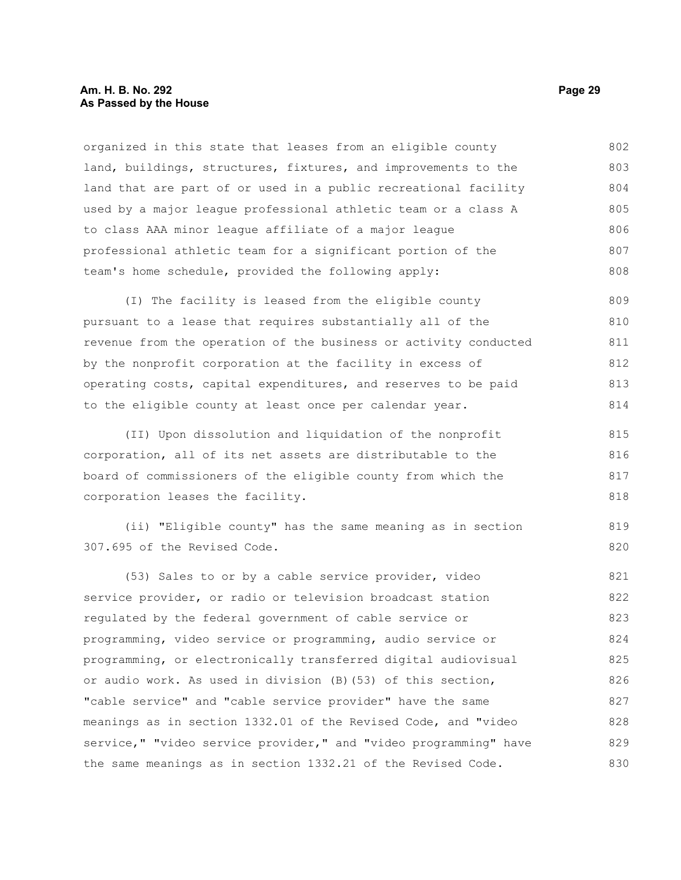organized in this state that leases from an eligible county land, buildings, structures, fixtures, and improvements to the land that are part of or used in a public recreational facility used by a major league professional athletic team or a class A to class AAA minor league affiliate of a major league professional athletic team for a significant portion of the team's home schedule, provided the following apply:

(I) The facility is leased from the eligible county pursuant to a lease that requires substantially all of the revenue from the operation of the business or activity conducted by the nonprofit corporation at the facility in excess of operating costs, capital expenditures, and reserves to be paid to the eligible county at least once per calendar year.

(II) Upon dissolution and liquidation of the nonprofit corporation, all of its net assets are distributable to the board of commissioners of the eligible county from which the corporation leases the facility.

(ii) "Eligible county" has the same meaning as in section 307.695 of the Revised Code.

(53) Sales to or by a cable service provider, video service provider, or radio or television broadcast station regulated by the federal government of cable service or programming, video service or programming, audio service or programming, or electronically transferred digital audiovisual or audio work. As used in division (B)(53) of this section, "cable service" and "cable service provider" have the same meanings as in section 1332.01 of the Revised Code, and "video service," "video service provider," and "video programming" have the same meanings as in section 1332.21 of the Revised Code.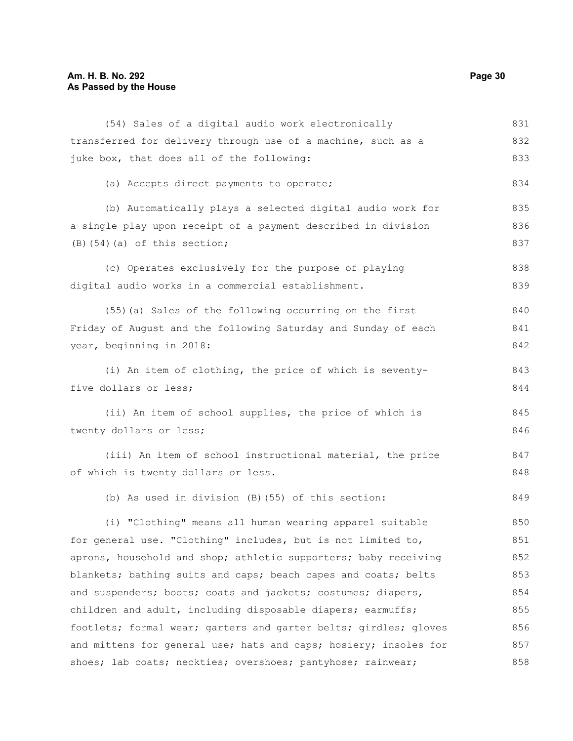(54) Sales of a digital audio work electronically transferred for delivery through use of a machine, such as a juke box, that does all of the following:

(a) Accepts direct payments to operate;

(b) Automatically plays a selected digital audio work for a single play upon receipt of a payment described in division (B)(54)(a) of this section;

(c) Operates exclusively for the purpose of playing digital audio works in a commercial establishment.

(55)(a) Sales of the following occurring on the first Friday of August and the following Saturday and Sunday of each year, beginning in 2018:

(i) An item of clothing, the price of which is seventy-five dollars or less;

(ii) An item of school supplies, the price of which is twenty dollars or less;

(iii) An item of school instructional material, the price of which is twenty dollars or less.

(b) As used in division (B)(55) of this section:

(i) "Clothing" means all human wearing apparel suitable for general use. "Clothing" includes, but is not limited to, aprons, household and shop; athletic supporters; baby receiving blankets; bathing suits and caps; beach capes and coats; belts and suspenders; boots; coats and jackets; costumes; diapers, children and adult, including disposable diapers; earmuffs; footlets; formal wear; garters and garter belts; girdles; gloves and mittens for general use; hats and caps; hosiery; insoles for shoes; lab coats; neckties; overshoes; pantyhose; rainwear;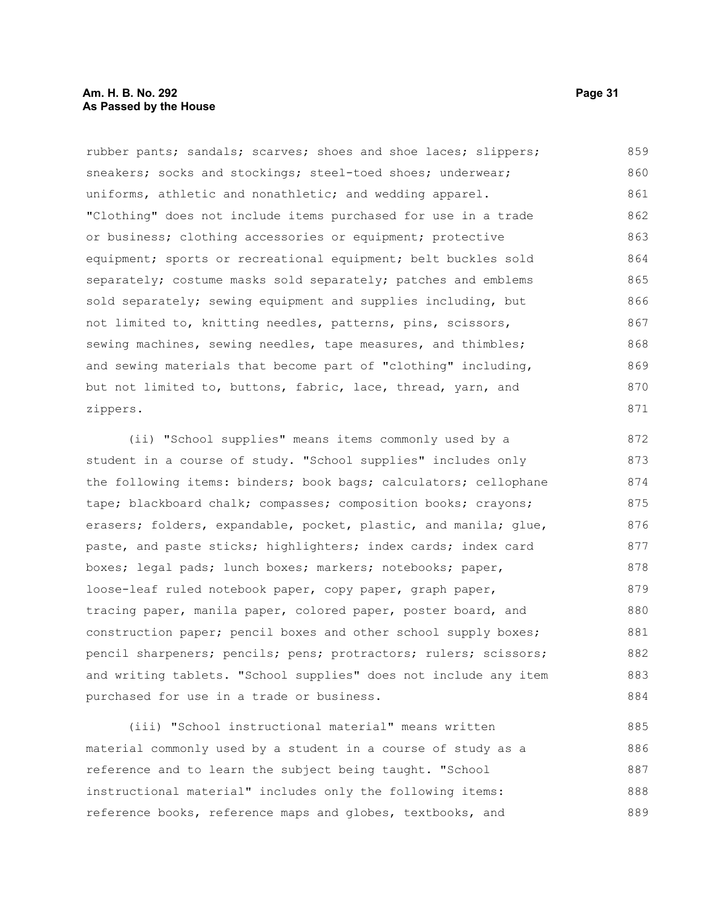rubber pants; sandals; scarves; shoes and shoe laces; slippers; sneakers; socks and stockings; steel-toed shoes; underwear; uniforms, athletic and nonathletic; and wedding apparel. "Clothing" does not include items purchased for use in a trade or business; clothing accessories or equipment; protective equipment; sports or recreational equipment; belt buckles sold separately; costume masks sold separately; patches and emblems sold separately; sewing equipment and supplies including, but not limited to, knitting needles, patterns, pins, scissors, sewing machines, sewing needles, tape measures, and thimbles; and sewing materials that become part of "clothing" including, but not limited to, buttons, fabric, lace, thread, yarn, and zippers.

(ii) "School supplies" means items commonly used by a student in a course of study. "School supplies" includes only the following items: binders; book bags; calculators; cellophane tape; blackboard chalk; compasses; composition books; crayons; erasers; folders, expandable, pocket, plastic, and manila; glue, paste, and paste sticks; highlighters; index cards; index card boxes; legal pads; lunch boxes; markers; notebooks; paper, loose-leaf ruled notebook paper, copy paper, graph paper, tracing paper, manila paper, colored paper, poster board, and construction paper; pencil boxes and other school supply boxes; pencil sharpeners; pencils; pens; protractors; rulers; scissors; and writing tablets. "School supplies" does not include any item purchased for use in a trade or business.

(iii) "School instructional material" means written material commonly used by a student in a course of study as a reference and to learn the subject being taught. "School instructional material" includes only the following items: reference books, reference maps and globes, textbooks, and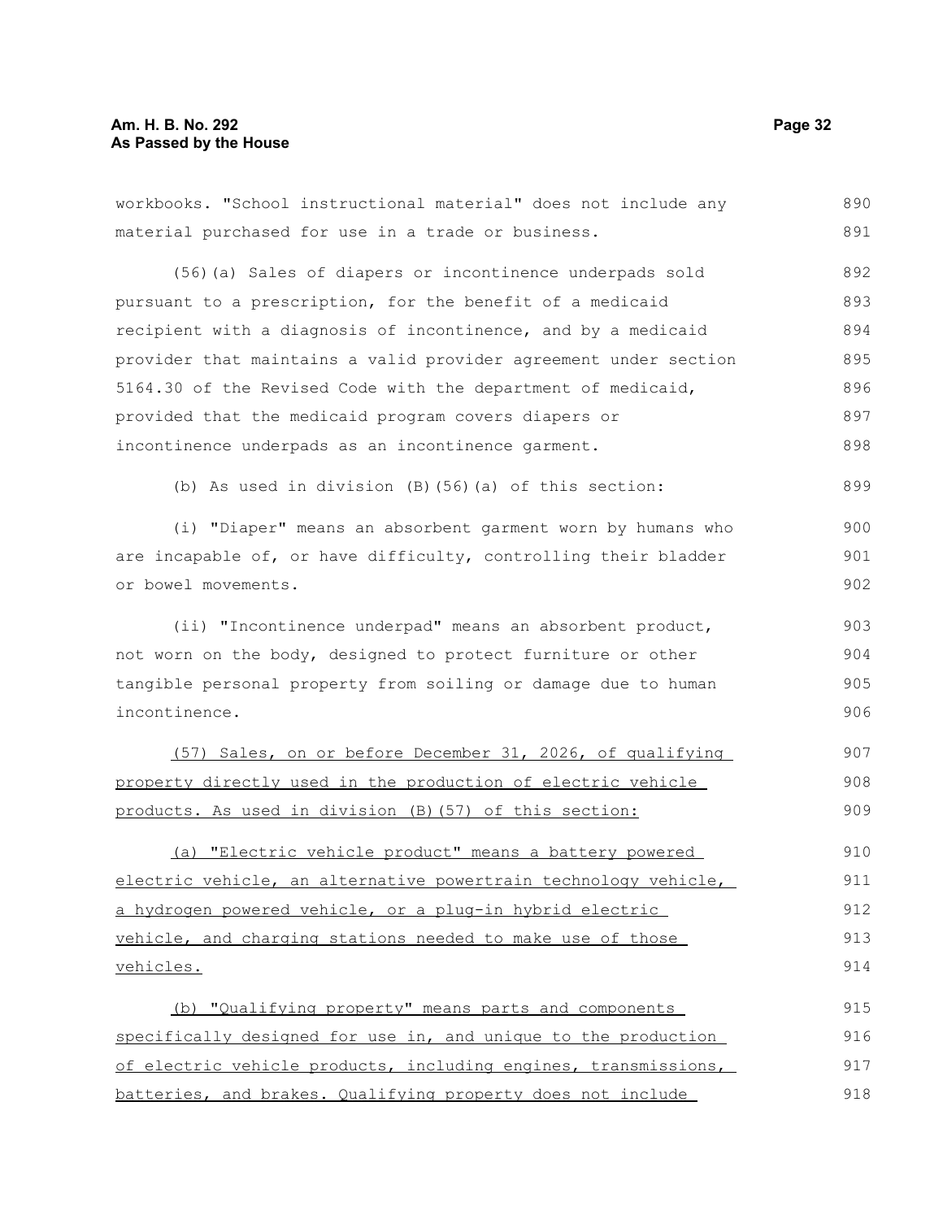workbooks. "School instructional material" does not include any material purchased for use in a trade or business.

(56)(a) Sales of diapers or incontinence underpads sold pursuant to a prescription, for the benefit of a medicaid recipient with a diagnosis of incontinence, and by a medicaid provider that maintains a valid provider agreement under section 5164.30 of the Revised Code with the department of medicaid, provided that the medicaid program covers diapers or incontinence underpads as an incontinence garment.

(b) As used in division (B)(56)(a) of this section:

(i) "Diaper" means an absorbent garment worn by humans who are incapable of, or have difficulty, controlling their bladder or bowel movements.

(ii) "Incontinence underpad" means an absorbent product, not worn on the body, designed to protect furniture or other tangible personal property from soiling or damage due to human incontinence.

<u>(57) Sales, on or before December 31, 2026, of qualifying property directly used in the production of electric vehicle products. As used in division (B)(57) of this section:</u>

<u>(a) "Electric vehicle product" means a battery powered electric vehicle, an alternative powertrain technology vehicle, a hydrogen powered vehicle, or a plug-in hybrid electric vehicle, and charging stations needed to make use of those vehicles.</u>

<u>(b) "Qualifying property" means parts and components specifically designed for use in, and unique to the production of electric vehicle products, including engines, transmissions, batteries, and brakes. Qualifying property does not include</u>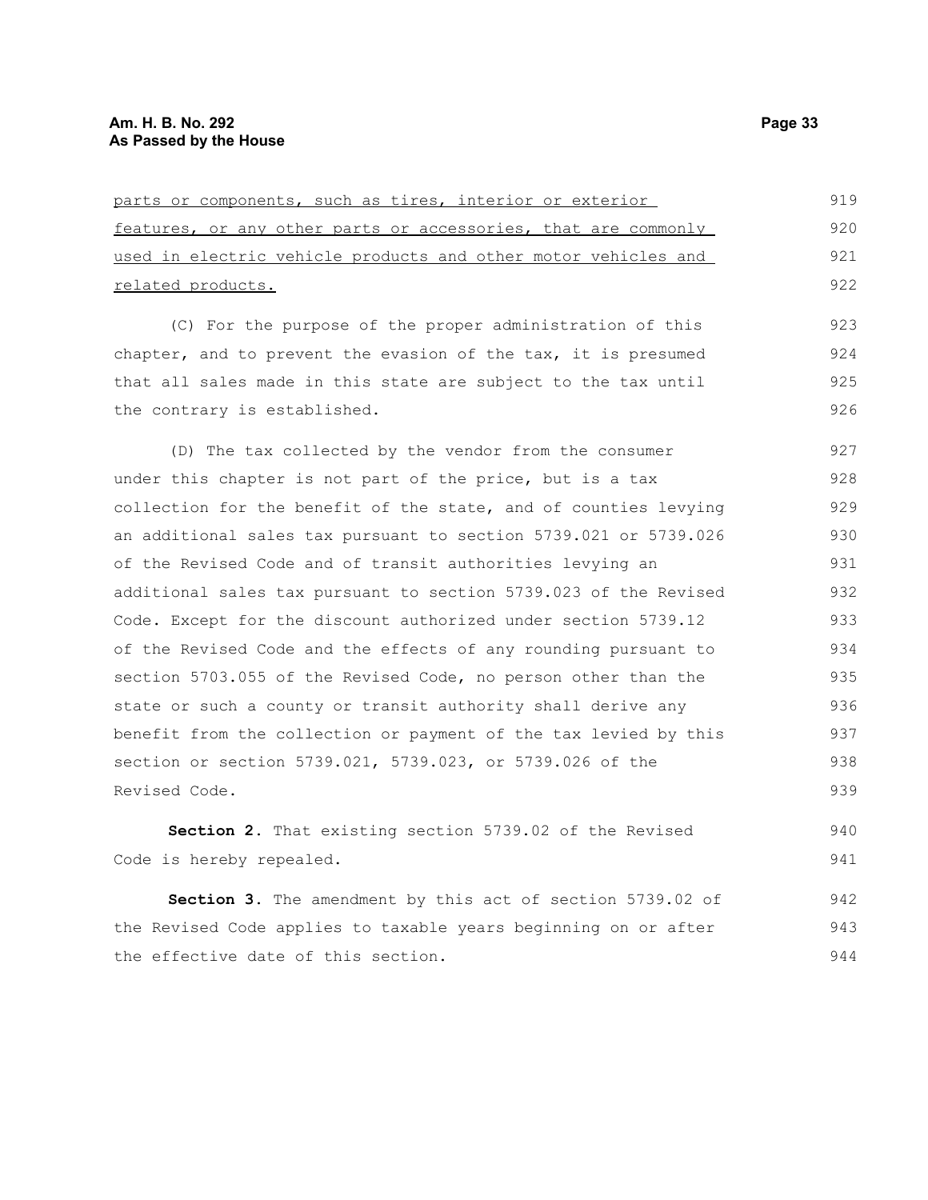parts or components, such as tires, interior or exterior features, or any other parts or accessories, that are commonly used in electric vehicle products and other motor vehicles and related products.

(C) For the purpose of the proper administration of this chapter, and to prevent the evasion of the tax, it is presumed that all sales made in this state are subject to the tax until the contrary is established.

(D) The tax collected by the vendor from the consumer under this chapter is not part of the price, but is a tax collection for the benefit of the state, and of counties levying an additional sales tax pursuant to section 5739.021 or 5739.026 of the Revised Code and of transit authorities levying an additional sales tax pursuant to section 5739.023 of the Revised Code. Except for the discount authorized under section 5739.12 of the Revised Code and the effects of any rounding pursuant to section 5703.055 of the Revised Code, no person other than the state or such a county or transit authority shall derive any benefit from the collection or payment of the tax levied by this section or section 5739.021, 5739.023, or 5739.026 of the Revised Code.

**Section 2.** That existing section 5739.02 of the Revised Code is hereby repealed.

**Section 3.** The amendment by this act of section 5739.02 of the Revised Code applies to taxable years beginning on or after the effective date of this section.